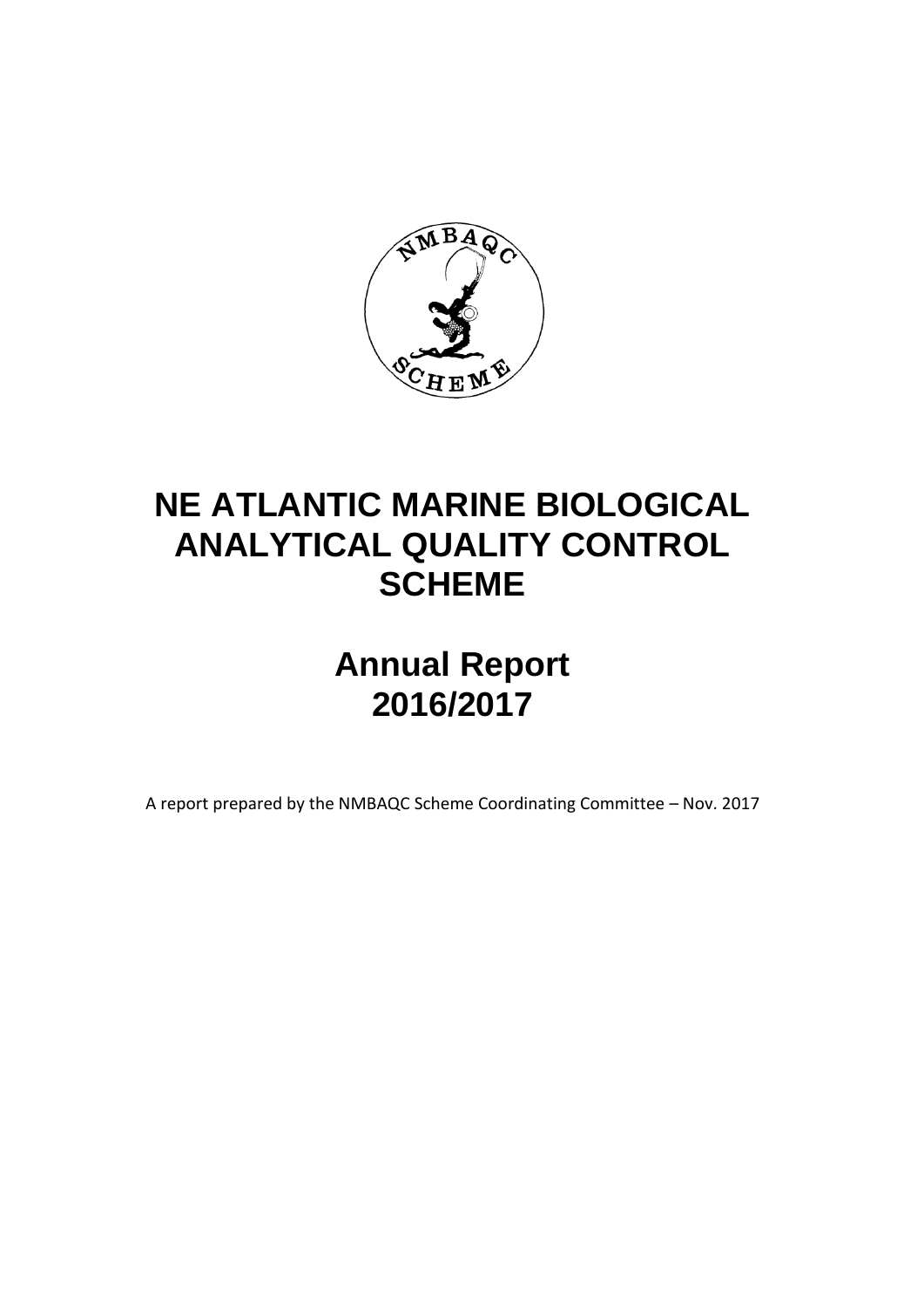# NE ATLANTIC MARINE BIOLOGICAL ANALYTICAL QUALITY CONTROL SCHEME

## Annual Report 2016/2017

A report prepared by the NMBAQC Scheme Coordinating Committee – Nov. 2017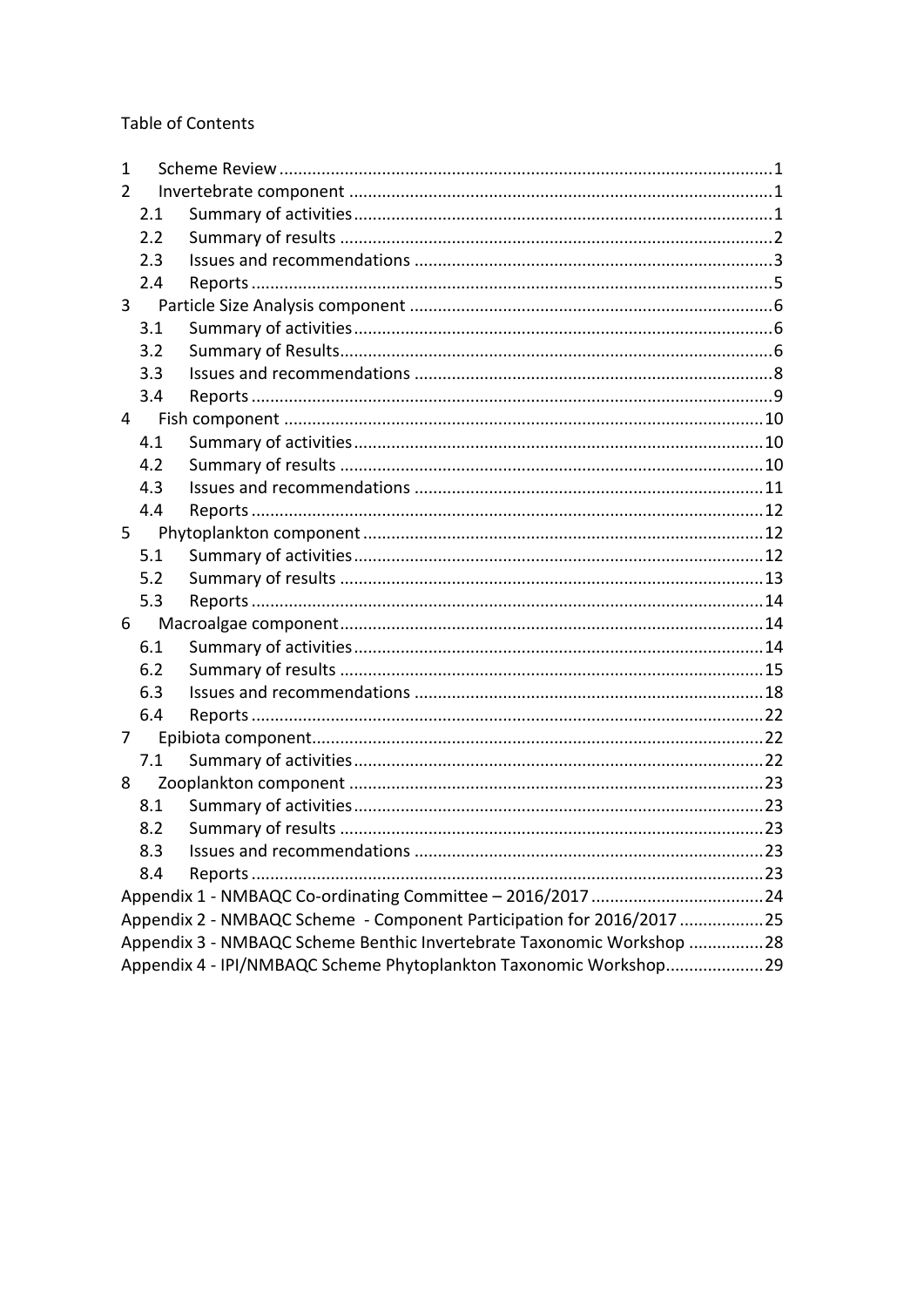Table of Contents

| | | |
|---|---|---|
| 1 | Scheme Review | 1 |
| 2 | Invertebrate component | 1 |
| 2.1 | Summary of activities | 1 |
| 2.2 | Summary of results | 2 |
| 2.3 | Issues and recommendations | 3 |
| 2.4 | Reports | 5 |
| 3 | Particle Size Analysis component | 6 |
| 3.1 | Summary of activities | 6 |
| 3.2 | Summary of Results | 6 |
| 3.3 | Issues and recommendations | 8 |
| 3.4 | Reports | 9 |
| 4 | Fish component | 10 |
| 4.1 | Summary of activities | 10 |
| 4.2 | Summary of results | 10 |
| 4.3 | Issues and recommendations | 11 |
| 4.4 | Reports | 12 |
| 5 | Phytoplankton component | 12 |
| 5.1 | Summary of activities | 12 |
| 5.2 | Summary of results | 13 |
| 5.3 | Reports | 14 |
| 6 | Macroalgae component | 14 |
| 6.1 | Summary of activities | 14 |
| 6.2 | Summary of results | 15 |
| 6.3 | Issues and recommendations | 18 |
| 6.4 | Reports | 22 |
| 7 | Epibiota component | 22 |
| 7.1 | Summary of activities | 22 |
| 8 | Zooplankton component | 23 |
| 8.1 | Summary of activities | 23 |
| 8.2 | Summary of results | 23 |
| 8.3 | Issues and recommendations | 23 |
| 8.4 | Reports | 23 |
| | Appendix 1 - NMBAQC Co-ordinating Committee – 2016/2017 | 24 |
| | Appendix 2 - NMBAQC Scheme - Component Participation for 2016/2017 | 25 |
| | Appendix 3 - NMBAQC Scheme Benthic Invertebrate Taxonomic Workshop | 28 |
| | Appendix 4 - IPI/NMBAQC Scheme Phytoplankton Taxonomic Workshop | 29 |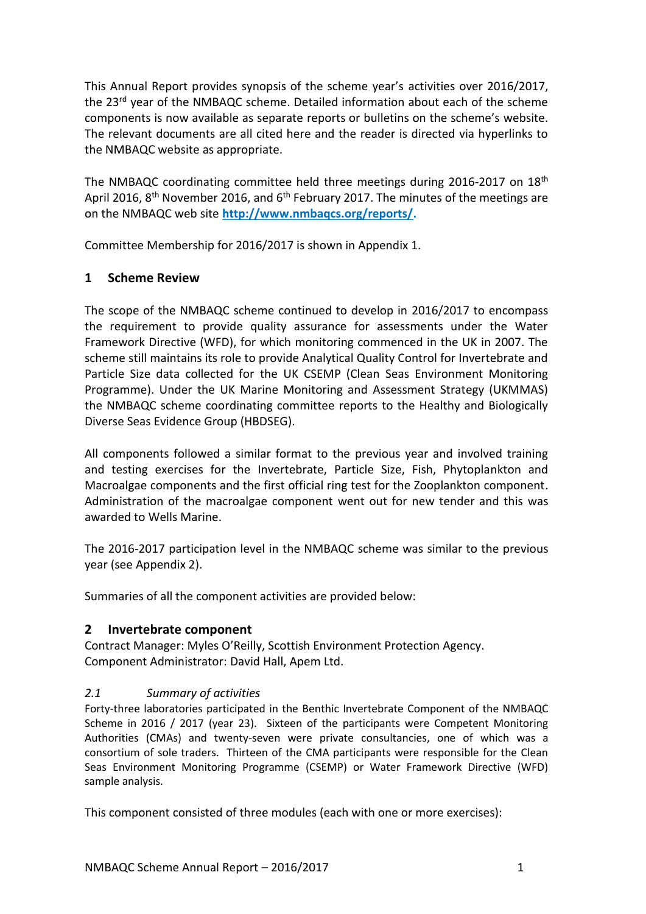This Annual Report provides synopsis of the scheme year's activities over 2016/2017, the 23rd year of the NMBAQC scheme. Detailed information about each of the scheme components is now available as separate reports or bulletins on the scheme's website. The relevant documents are all cited here and the reader is directed via hyperlinks to the NMBAQC website as appropriate.

The NMBAQC coordinating committee held three meetings during 2016-2017 on 18th April 2016, 8th November 2016, and 6th February 2017. The minutes of the meetings are on the NMBAQC web site **http://www.nmbaqcs.org/reports/.**

Committee Membership for 2016/2017 is shown in Appendix 1.

## 1 Scheme Review

The scope of the NMBAQC scheme continued to develop in 2016/2017 to encompass the requirement to provide quality assurance for assessments under the Water Framework Directive (WFD), for which monitoring commenced in the UK in 2007. The scheme still maintains its role to provide Analytical Quality Control for Invertebrate and Particle Size data collected for the UK CSEMP (Clean Seas Environment Monitoring Programme). Under the UK Marine Monitoring and Assessment Strategy (UKMMAS) the NMBAQC scheme coordinating committee reports to the Healthy and Biologically Diverse Seas Evidence Group (HBDSEG).

All components followed a similar format to the previous year and involved training and testing exercises for the Invertebrate, Particle Size, Fish, Phytoplankton and Macroalgae components and the first official ring test for the Zooplankton component. Administration of the macroalgae component went out for new tender and this was awarded to Wells Marine.

The 2016-2017 participation level in the NMBAQC scheme was similar to the previous year (see Appendix 2).

Summaries of all the component activities are provided below:

## 2 Invertebrate component

Contract Manager: Myles O'Reilly, Scottish Environment Protection Agency.
Component Administrator: David Hall, Apem Ltd.

### *2.1 Summary of activities*

Forty-three laboratories participated in the Benthic Invertebrate Component of the NMBAQC Scheme in 2016 / 2017 (year 23). Sixteen of the participants were Competent Monitoring Authorities (CMAs) and twenty-seven were private consultancies, one of which was a consortium of sole traders. Thirteen of the CMA participants were responsible for the Clean Seas Environment Monitoring Programme (CSEMP) or Water Framework Directive (WFD) sample analysis.

This component consisted of three modules (each with one or more exercises):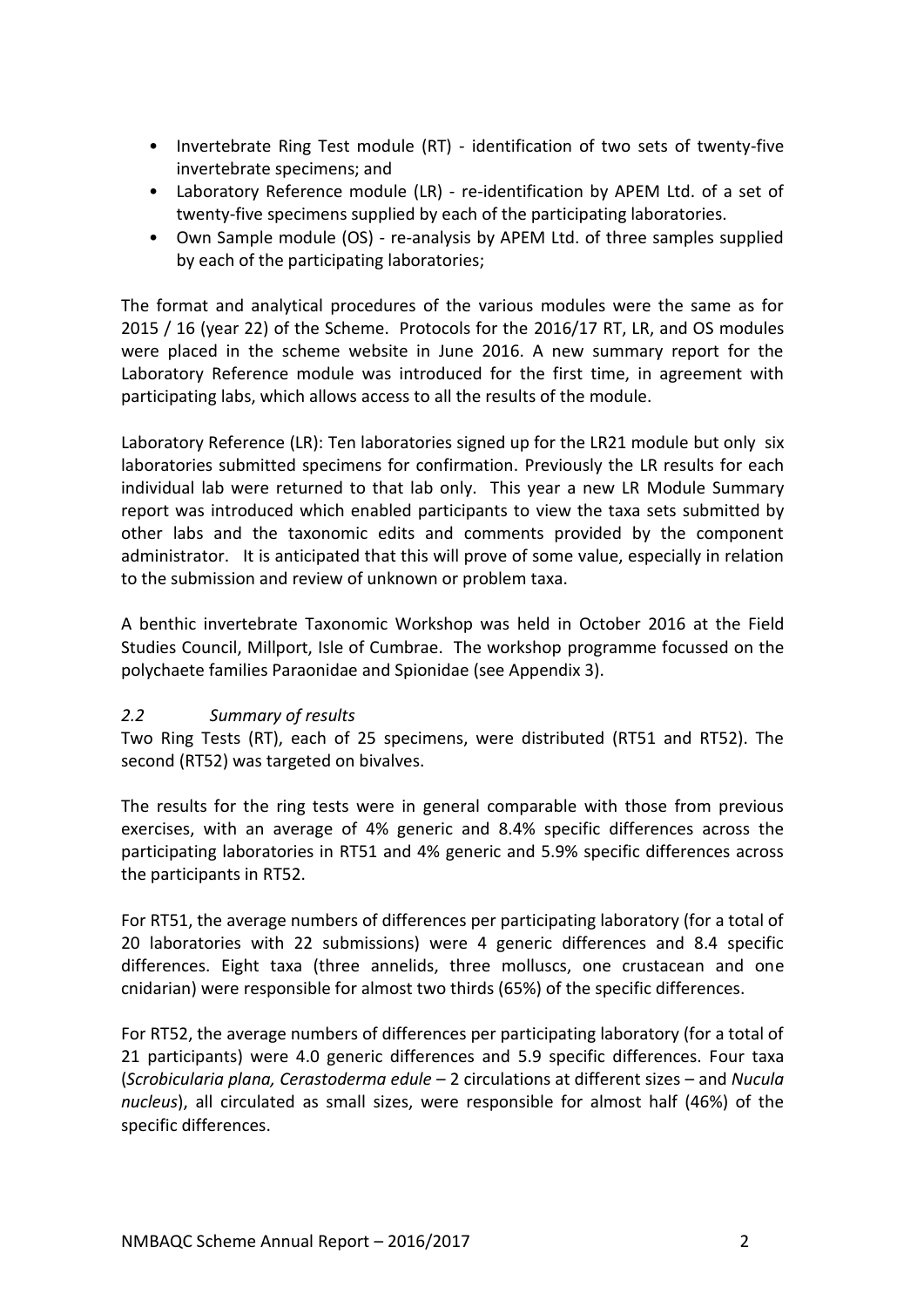- Invertebrate Ring Test module (RT) - identification of two sets of twenty-five invertebrate specimens; and
- Laboratory Reference module (LR) - re-identification by APEM Ltd. of a set of twenty-five specimens supplied by each of the participating laboratories.
- Own Sample module (OS) - re-analysis by APEM Ltd. of three samples supplied by each of the participating laboratories;

The format and analytical procedures of the various modules were the same as for 2015 / 16 (year 22) of the Scheme. Protocols for the 2016/17 RT, LR, and OS modules were placed in the scheme website in June 2016. A new summary report for the Laboratory Reference module was introduced for the first time, in agreement with participating labs, which allows access to all the results of the module.

Laboratory Reference (LR): Ten laboratories signed up for the LR21 module but only six laboratories submitted specimens for confirmation. Previously the LR results for each individual lab were returned to that lab only. This year a new LR Module Summary report was introduced which enabled participants to view the taxa sets submitted by other labs and the taxonomic edits and comments provided by the component administrator. It is anticipated that this will prove of some value, especially in relation to the submission and review of unknown or problem taxa.

A benthic invertebrate Taxonomic Workshop was held in October 2016 at the Field Studies Council, Millport, Isle of Cumbrae. The workshop programme focussed on the polychaete families Paraonidae and Spionidae (see Appendix 3).

### *2.2 Summary of results*

Two Ring Tests (RT), each of 25 specimens, were distributed (RT51 and RT52). The second (RT52) was targeted on bivalves.

The results for the ring tests were in general comparable with those from previous exercises, with an average of 4% generic and 8.4% specific differences across the participating laboratories in RT51 and 4% generic and 5.9% specific differences across the participants in RT52.

For RT51, the average numbers of differences per participating laboratory (for a total of 20 laboratories with 22 submissions) were 4 generic differences and 8.4 specific differences. Eight taxa (three annelids, three molluscs, one crustacean and one cnidarian) were responsible for almost two thirds (65%) of the specific differences.

For RT52, the average numbers of differences per participating laboratory (for a total of 21 participants) were 4.0 generic differences and 5.9 specific differences. Four taxa (*Scrobicularia plana, Cerastoderma edule* – 2 circulations at different sizes – and *Nucula nucleus*), all circulated as small sizes, were responsible for almost half (46%) of the specific differences.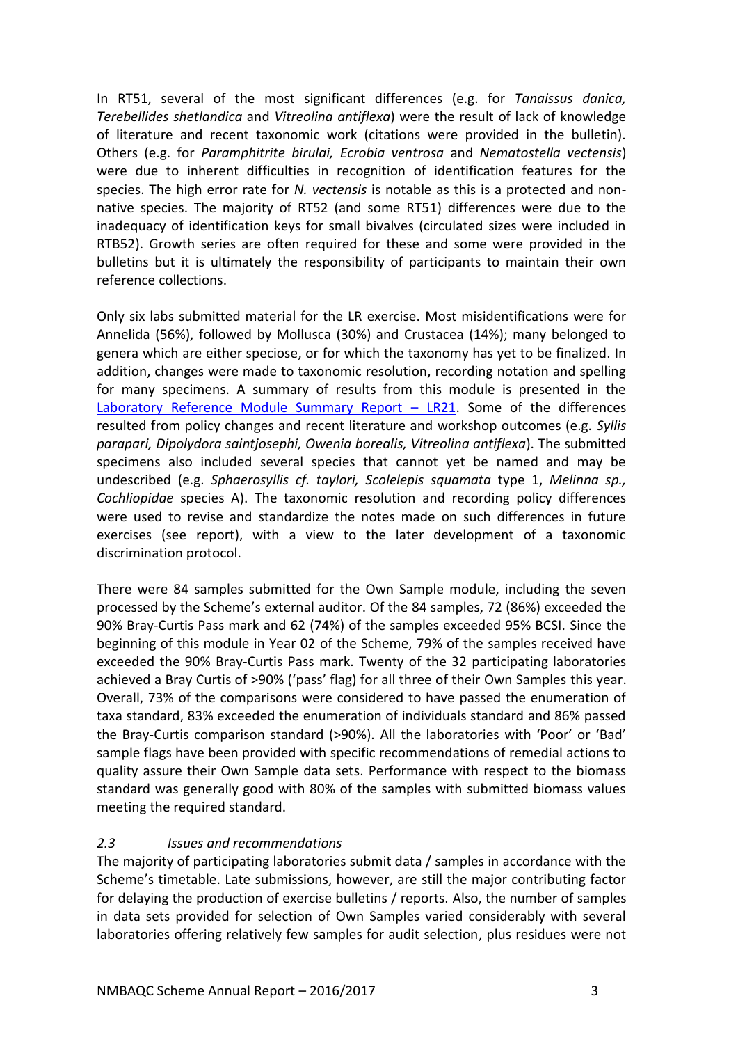In RT51, several of the most significant differences (e.g. for *Tanaissus danica, Terebellides shetlandica* and *Vitreolina antiflexa*) were the result of lack of knowledge of literature and recent taxonomic work (citations were provided in the bulletin). Others (e.g. for *Paramphitrite birulai, Ecrobia ventrosa* and *Nematostella vectensis*) were due to inherent difficulties in recognition of identification features for the species. The high error rate for *N. vectensis* is notable as this is a protected and non-native species. The majority of RT52 (and some RT51) differences were due to the inadequacy of identification keys for small bivalves (circulated sizes were included in RTB52). Growth series are often required for these and some were provided in the bulletins but it is ultimately the responsibility of participants to maintain their own reference collections.

Only six labs submitted material for the LR exercise. Most misidentifications were for Annelida (56%), followed by Mollusca (30%) and Crustacea (14%); many belonged to genera which are either speciose, or for which the taxonomy has yet to be finalized. In addition, changes were made to taxonomic resolution, recording notation and spelling for many specimens. A summary of results from this module is presented in the Laboratory Reference Module Summary Report – LR21. Some of the differences resulted from policy changes and recent literature and workshop outcomes (e.g. *Syllis parapari, Dipolydora saintjosephi, Owenia borealis, Vitreolina antiflexa*). The submitted specimens also included several species that cannot yet be named and may be undescribed (e.g. *Sphaerosyllis cf. taylori, Scolelepis squamata* type 1, *Melinna sp., Cochliopidae* species A). The taxonomic resolution and recording policy differences were used to revise and standardize the notes made on such differences in future exercises (see report), with a view to the later development of a taxonomic discrimination protocol.

There were 84 samples submitted for the Own Sample module, including the seven processed by the Scheme's external auditor. Of the 84 samples, 72 (86%) exceeded the 90% Bray-Curtis Pass mark and 62 (74%) of the samples exceeded 95% BCSI. Since the beginning of this module in Year 02 of the Scheme, 79% of the samples received have exceeded the 90% Bray-Curtis Pass mark. Twenty of the 32 participating laboratories achieved a Bray Curtis of >90% ('pass' flag) for all three of their Own Samples this year. Overall, 73% of the comparisons were considered to have passed the enumeration of taxa standard, 83% exceeded the enumeration of individuals standard and 86% passed the Bray-Curtis comparison standard (>90%). All the laboratories with 'Poor' or 'Bad' sample flags have been provided with specific recommendations of remedial actions to quality assure their Own Sample data sets. Performance with respect to the biomass standard was generally good with 80% of the samples with submitted biomass values meeting the required standard.

### *2.3 Issues and recommendations*

The majority of participating laboratories submit data / samples in accordance with the Scheme's timetable. Late submissions, however, are still the major contributing factor for delaying the production of exercise bulletins / reports. Also, the number of samples in data sets provided for selection of Own Samples varied considerably with several laboratories offering relatively few samples for audit selection, plus residues were not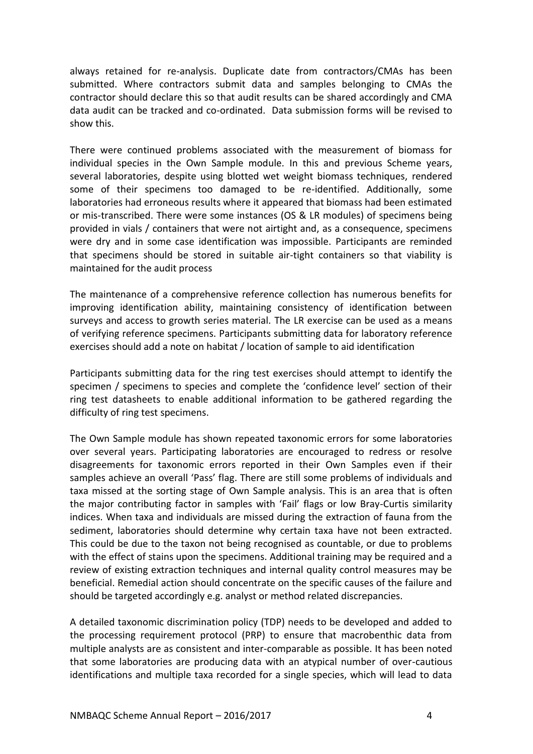always retained for re-analysis. Duplicate date from contractors/CMAs has been submitted. Where contractors submit data and samples belonging to CMAs the contractor should declare this so that audit results can be shared accordingly and CMA data audit can be tracked and co-ordinated. Data submission forms will be revised to show this.

There were continued problems associated with the measurement of biomass for individual species in the Own Sample module. In this and previous Scheme years, several laboratories, despite using blotted wet weight biomass techniques, rendered some of their specimens too damaged to be re-identified. Additionally, some laboratories had erroneous results where it appeared that biomass had been estimated or mis-transcribed. There were some instances (OS & LR modules) of specimens being provided in vials / containers that were not airtight and, as a consequence, specimens were dry and in some case identification was impossible. Participants are reminded that specimens should be stored in suitable air-tight containers so that viability is maintained for the audit process

The maintenance of a comprehensive reference collection has numerous benefits for improving identification ability, maintaining consistency of identification between surveys and access to growth series material. The LR exercise can be used as a means of verifying reference specimens. Participants submitting data for laboratory reference exercises should add a note on habitat / location of sample to aid identification

Participants submitting data for the ring test exercises should attempt to identify the specimen / specimens to species and complete the 'confidence level' section of their ring test datasheets to enable additional information to be gathered regarding the difficulty of ring test specimens.

The Own Sample module has shown repeated taxonomic errors for some laboratories over several years. Participating laboratories are encouraged to redress or resolve disagreements for taxonomic errors reported in their Own Samples even if their samples achieve an overall 'Pass' flag. There are still some problems of individuals and taxa missed at the sorting stage of Own Sample analysis. This is an area that is often the major contributing factor in samples with 'Fail' flags or low Bray-Curtis similarity indices. When taxa and individuals are missed during the extraction of fauna from the sediment, laboratories should determine why certain taxa have not been extracted. This could be due to the taxon not being recognised as countable, or due to problems with the effect of stains upon the specimens. Additional training may be required and a review of existing extraction techniques and internal quality control measures may be beneficial. Remedial action should concentrate on the specific causes of the failure and should be targeted accordingly e.g. analyst or method related discrepancies.

A detailed taxonomic discrimination policy (TDP) needs to be developed and added to the processing requirement protocol (PRP) to ensure that macrobenthic data from multiple analysts are as consistent and inter-comparable as possible. It has been noted that some laboratories are producing data with an atypical number of over-cautious identifications and multiple taxa recorded for a single species, which will lead to data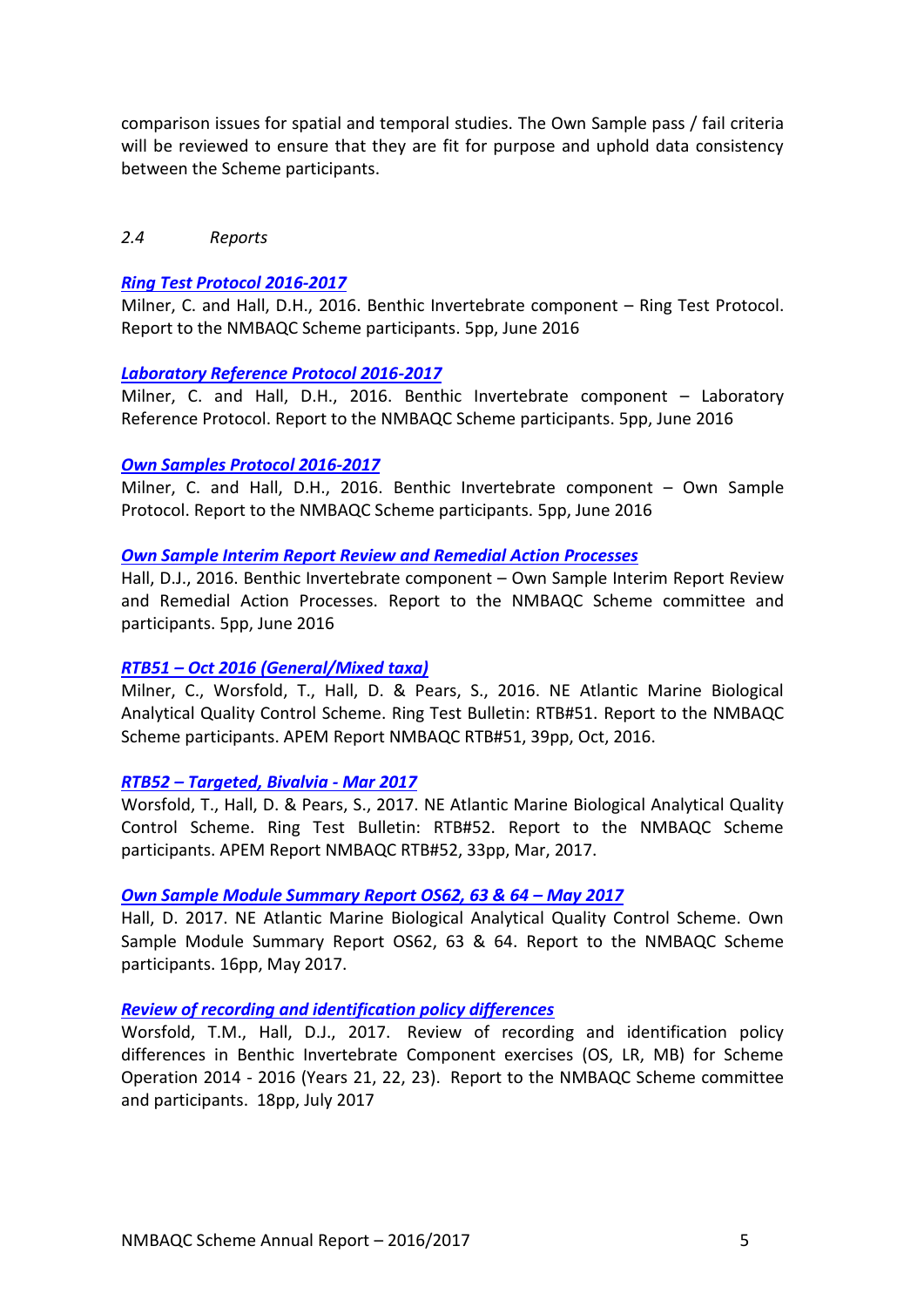comparison issues for spatial and temporal studies. The Own Sample pass / fail criteria will be reviewed to ensure that they are fit for purpose and uphold data consistency between the Scheme participants.

### *2.4 Reports*

***Ring Test Protocol 2016-2017***

Milner, C. and Hall, D.H., 2016. Benthic Invertebrate component – Ring Test Protocol. Report to the NMBAQC Scheme participants. 5pp, June 2016

***Laboratory Reference Protocol 2016-2017***

Milner, C. and Hall, D.H., 2016. Benthic Invertebrate component – Laboratory Reference Protocol. Report to the NMBAQC Scheme participants. 5pp, June 2016

***Own Samples Protocol 2016-2017***

Milner, C. and Hall, D.H., 2016. Benthic Invertebrate component – Own Sample Protocol. Report to the NMBAQC Scheme participants. 5pp, June 2016

***Own Sample Interim Report Review and Remedial Action Processes***

Hall, D.J., 2016. Benthic Invertebrate component – Own Sample Interim Report Review and Remedial Action Processes. Report to the NMBAQC Scheme committee and participants. 5pp, June 2016

***RTB51 – Oct 2016 (General/Mixed taxa)***

Milner, C., Worsfold, T., Hall, D. & Pears, S., 2016. NE Atlantic Marine Biological Analytical Quality Control Scheme. Ring Test Bulletin: RTB#51. Report to the NMBAQC Scheme participants. APEM Report NMBAQC RTB#51, 39pp, Oct, 2016.

***RTB52 – Targeted, Bivalvia - Mar 2017***

Worsfold, T., Hall, D. & Pears, S., 2017. NE Atlantic Marine Biological Analytical Quality Control Scheme. Ring Test Bulletin: RTB#52. Report to the NMBAQC Scheme participants. APEM Report NMBAQC RTB#52, 33pp, Mar, 2017.

***Own Sample Module Summary Report OS62, 63 & 64 – May 2017***

Hall, D. 2017. NE Atlantic Marine Biological Analytical Quality Control Scheme. Own Sample Module Summary Report OS62, 63 & 64. Report to the NMBAQC Scheme participants. 16pp, May 2017.

***Review of recording and identification policy differences***

Worsfold, T.M., Hall, D.J., 2017. Review of recording and identification policy differences in Benthic Invertebrate Component exercises (OS, LR, MB) for Scheme Operation 2014 - 2016 (Years 21, 22, 23). Report to the NMBAQC Scheme committee and participants. 18pp, July 2017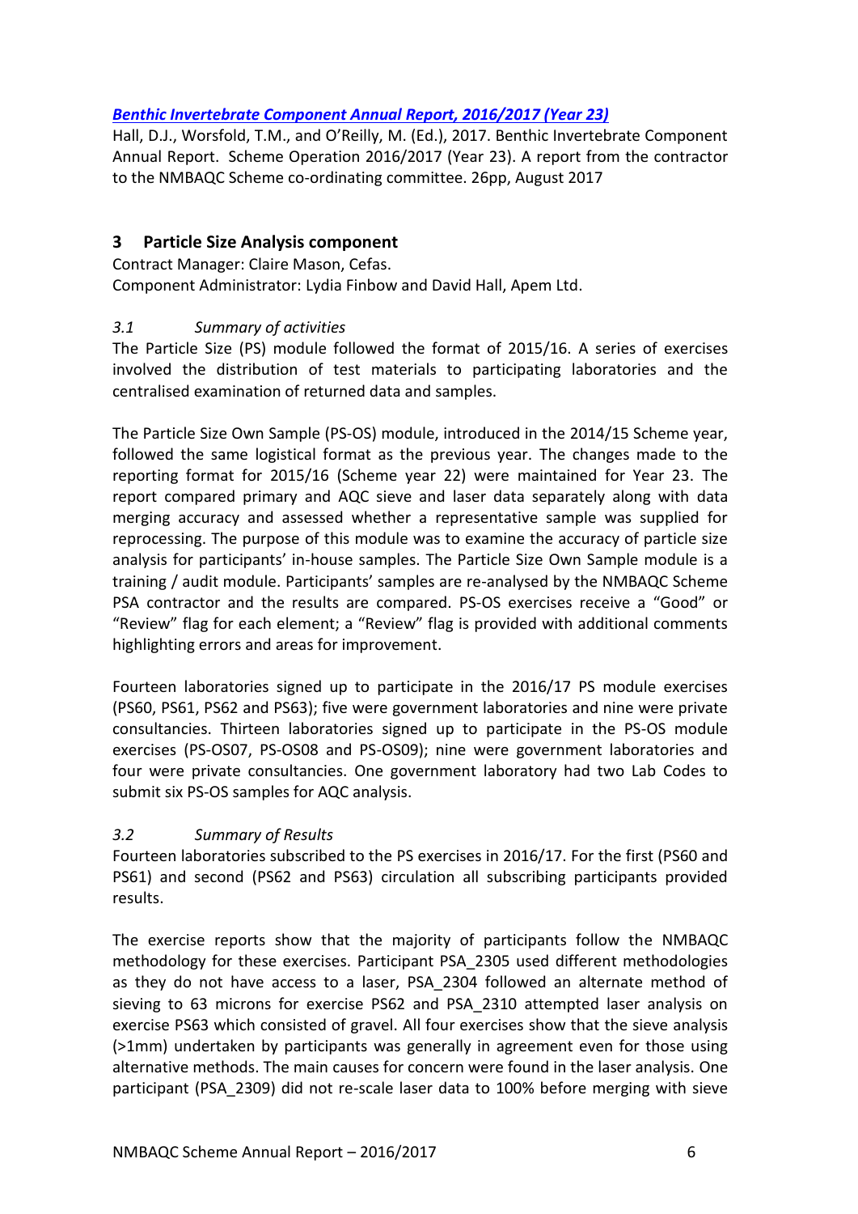***[Benthic Invertebrate Component Annual Report, 2016/2017 (Year 23)](#)***

Hall, D.J., Worsfold, T.M., and O'Reilly, M. (Ed.), 2017. Benthic Invertebrate Component Annual Report. Scheme Operation 2016/2017 (Year 23). A report from the contractor to the NMBAQC Scheme co-ordinating committee. 26pp, August 2017

## 3 Particle Size Analysis component

Contract Manager: Claire Mason, Cefas.
Component Administrator: Lydia Finbow and David Hall, Apem Ltd.

### *3.1 Summary of activities*

The Particle Size (PS) module followed the format of 2015/16. A series of exercises involved the distribution of test materials to participating laboratories and the centralised examination of returned data and samples.

The Particle Size Own Sample (PS-OS) module, introduced in the 2014/15 Scheme year, followed the same logistical format as the previous year. The changes made to the reporting format for 2015/16 (Scheme year 22) were maintained for Year 23. The report compared primary and AQC sieve and laser data separately along with data merging accuracy and assessed whether a representative sample was supplied for reprocessing. The purpose of this module was to examine the accuracy of particle size analysis for participants' in-house samples. The Particle Size Own Sample module is a training / audit module. Participants' samples are re-analysed by the NMBAQC Scheme PSA contractor and the results are compared. PS-OS exercises receive a "Good" or "Review" flag for each element; a "Review" flag is provided with additional comments highlighting errors and areas for improvement.

Fourteen laboratories signed up to participate in the 2016/17 PS module exercises (PS60, PS61, PS62 and PS63); five were government laboratories and nine were private consultancies. Thirteen laboratories signed up to participate in the PS-OS module exercises (PS-OS07, PS-OS08 and PS-OS09); nine were government laboratories and four were private consultancies. One government laboratory had two Lab Codes to submit six PS-OS samples for AQC analysis.

### *3.2 Summary of Results*

Fourteen laboratories subscribed to the PS exercises in 2016/17. For the first (PS60 and PS61) and second (PS62 and PS63) circulation all subscribing participants provided results.

The exercise reports show that the majority of participants follow the NMBAQC methodology for these exercises. Participant PSA_2305 used different methodologies as they do not have access to a laser, PSA_2304 followed an alternate method of sieving to 63 microns for exercise PS62 and PSA_2310 attempted laser analysis on exercise PS63 which consisted of gravel. All four exercises show that the sieve analysis (>1mm) undertaken by participants was generally in agreement even for those using alternative methods. The main causes for concern were found in the laser analysis. One participant (PSA_2309) did not re-scale laser data to 100% before merging with sieve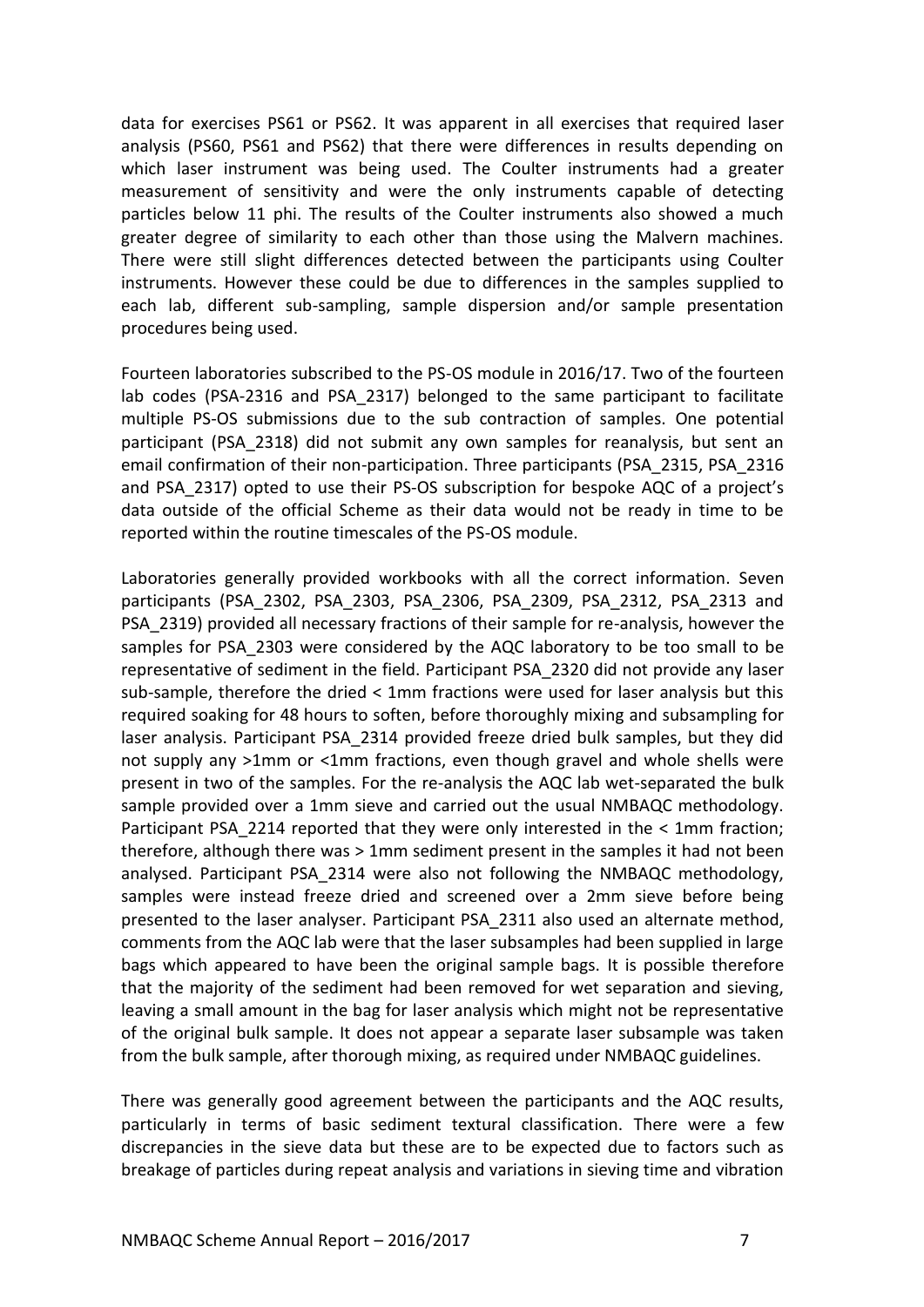data for exercises PS61 or PS62. It was apparent in all exercises that required laser analysis (PS60, PS61 and PS62) that there were differences in results depending on which laser instrument was being used. The Coulter instruments had a greater measurement of sensitivity and were the only instruments capable of detecting particles below 11 phi. The results of the Coulter instruments also showed a much greater degree of similarity to each other than those using the Malvern machines. There were still slight differences detected between the participants using Coulter instruments. However these could be due to differences in the samples supplied to each lab, different sub-sampling, sample dispersion and/or sample presentation procedures being used.

Fourteen laboratories subscribed to the PS-OS module in 2016/17. Two of the fourteen lab codes (PSA-2316 and PSA_2317) belonged to the same participant to facilitate multiple PS-OS submissions due to the sub contraction of samples. One potential participant (PSA_2318) did not submit any own samples for reanalysis, but sent an email confirmation of their non-participation. Three participants (PSA_2315, PSA_2316 and PSA_2317) opted to use their PS-OS subscription for bespoke AQC of a project's data outside of the official Scheme as their data would not be ready in time to be reported within the routine timescales of the PS-OS module.

Laboratories generally provided workbooks with all the correct information. Seven participants (PSA_2302, PSA_2303, PSA_2306, PSA_2309, PSA_2312, PSA_2313 and PSA_2319) provided all necessary fractions of their sample for re-analysis, however the samples for PSA_2303 were considered by the AQC laboratory to be too small to be representative of sediment in the field. Participant PSA_2320 did not provide any laser sub-sample, therefore the dried < 1mm fractions were used for laser analysis but this required soaking for 48 hours to soften, before thoroughly mixing and subsampling for laser analysis. Participant PSA_2314 provided freeze dried bulk samples, but they did not supply any >1mm or <1mm fractions, even though gravel and whole shells were present in two of the samples. For the re-analysis the AQC lab wet-separated the bulk sample provided over a 1mm sieve and carried out the usual NMBAQC methodology. Participant PSA_2214 reported that they were only interested in the < 1mm fraction; therefore, although there was > 1mm sediment present in the samples it had not been analysed. Participant PSA_2314 were also not following the NMBAQC methodology, samples were instead freeze dried and screened over a 2mm sieve before being presented to the laser analyser. Participant PSA_2311 also used an alternate method, comments from the AQC lab were that the laser subsamples had been supplied in large bags which appeared to have been the original sample bags. It is possible therefore that the majority of the sediment had been removed for wet separation and sieving, leaving a small amount in the bag for laser analysis which might not be representative of the original bulk sample. It does not appear a separate laser subsample was taken from the bulk sample, after thorough mixing, as required under NMBAQC guidelines.

There was generally good agreement between the participants and the AQC results, particularly in terms of basic sediment textural classification. There were a few discrepancies in the sieve data but these are to be expected due to factors such as breakage of particles during repeat analysis and variations in sieving time and vibration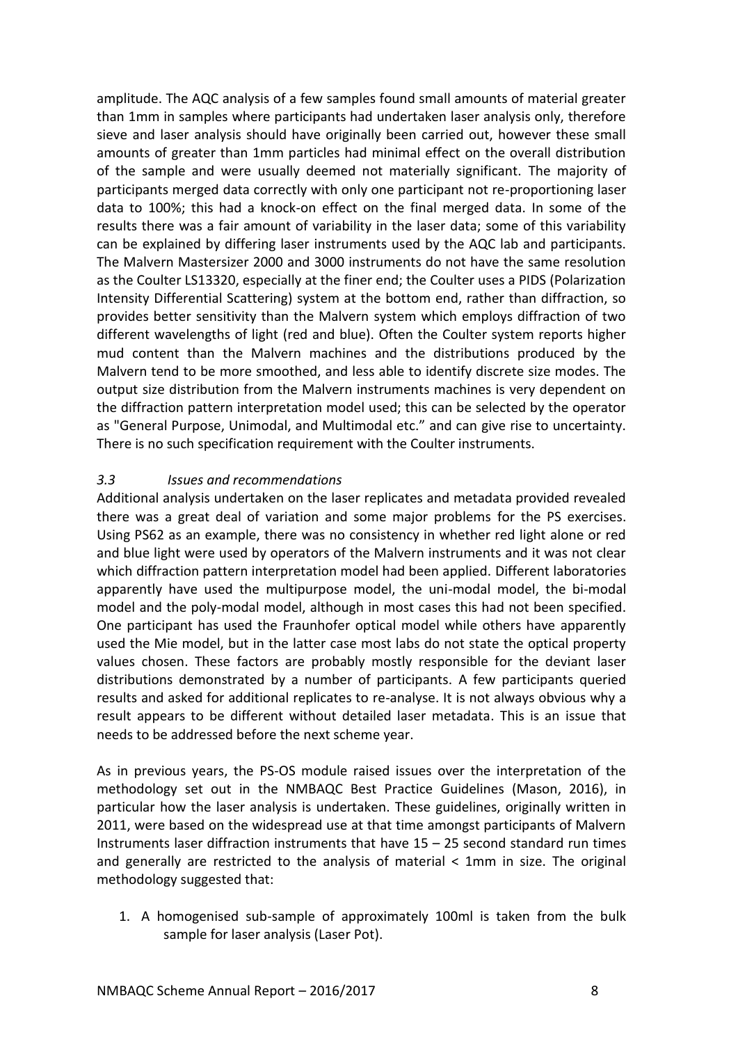amplitude. The AQC analysis of a few samples found small amounts of material greater than 1mm in samples where participants had undertaken laser analysis only, therefore sieve and laser analysis should have originally been carried out, however these small amounts of greater than 1mm particles had minimal effect on the overall distribution of the sample and were usually deemed not materially significant. The majority of participants merged data correctly with only one participant not re-proportioning laser data to 100%; this had a knock-on effect on the final merged data. In some of the results there was a fair amount of variability in the laser data; some of this variability can be explained by differing laser instruments used by the AQC lab and participants. The Malvern Mastersizer 2000 and 3000 instruments do not have the same resolution as the Coulter LS13320, especially at the finer end; the Coulter uses a PIDS (Polarization Intensity Differential Scattering) system at the bottom end, rather than diffraction, so provides better sensitivity than the Malvern system which employs diffraction of two different wavelengths of light (red and blue). Often the Coulter system reports higher mud content than the Malvern machines and the distributions produced by the Malvern tend to be more smoothed, and less able to identify discrete size modes. The output size distribution from the Malvern instruments machines is very dependent on the diffraction pattern interpretation model used; this can be selected by the operator as "General Purpose, Unimodal, and Multimodal etc." and can give rise to uncertainty. There is no such specification requirement with the Coulter instruments.

### *3.3 Issues and recommendations*

Additional analysis undertaken on the laser replicates and metadata provided revealed there was a great deal of variation and some major problems for the PS exercises. Using PS62 as an example, there was no consistency in whether red light alone or red and blue light were used by operators of the Malvern instruments and it was not clear which diffraction pattern interpretation model had been applied. Different laboratories apparently have used the multipurpose model, the uni-modal model, the bi-modal model and the poly-modal model, although in most cases this had not been specified. One participant has used the Fraunhofer optical model while others have apparently used the Mie model, but in the latter case most labs do not state the optical property values chosen. These factors are probably mostly responsible for the deviant laser distributions demonstrated by a number of participants. A few participants queried results and asked for additional replicates to re-analyse. It is not always obvious why a result appears to be different without detailed laser metadata. This is an issue that needs to be addressed before the next scheme year.

As in previous years, the PS-OS module raised issues over the interpretation of the methodology set out in the NMBAQC Best Practice Guidelines (Mason, 2016), in particular how the laser analysis is undertaken. These guidelines, originally written in 2011, were based on the widespread use at that time amongst participants of Malvern Instruments laser diffraction instruments that have 15 – 25 second standard run times and generally are restricted to the analysis of material < 1mm in size. The original methodology suggested that:

1. A homogenised sub-sample of approximately 100ml is taken from the bulk sample for laser analysis (Laser Pot).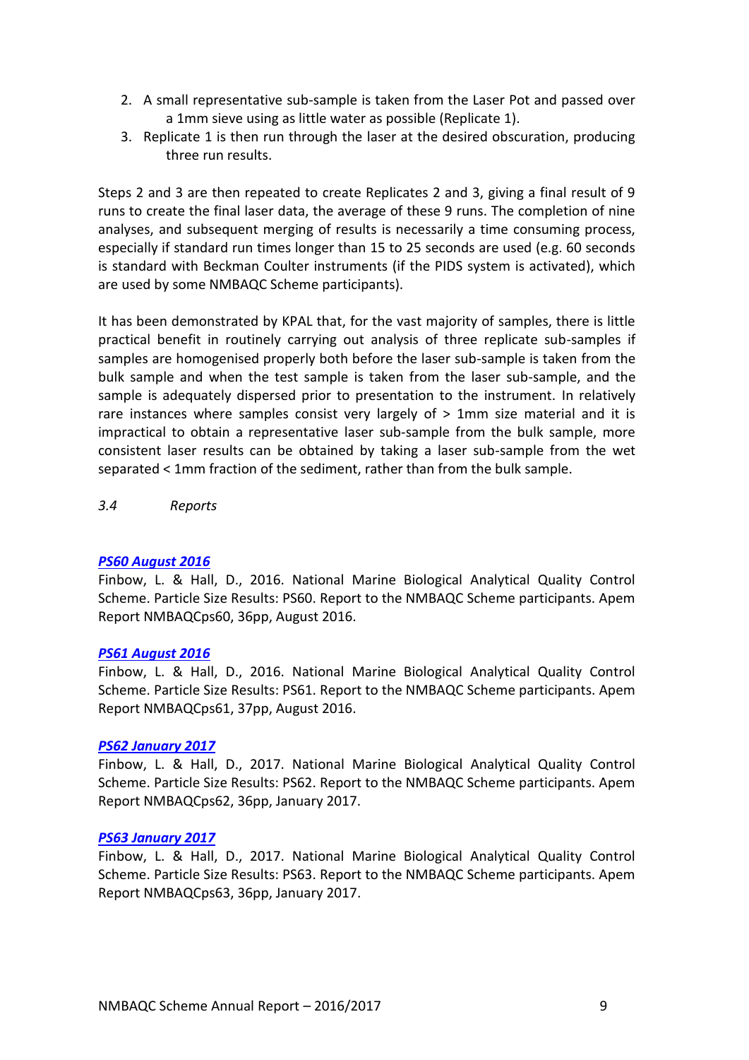2. A small representative sub-sample is taken from the Laser Pot and passed over a 1mm sieve using as little water as possible (Replicate 1).
3. Replicate 1 is then run through the laser at the desired obscuration, producing three run results.

Steps 2 and 3 are then repeated to create Replicates 2 and 3, giving a final result of 9 runs to create the final laser data, the average of these 9 runs. The completion of nine analyses, and subsequent merging of results is necessarily a time consuming process, especially if standard run times longer than 15 to 25 seconds are used (e.g. 60 seconds is standard with Beckman Coulter instruments (if the PIDS system is activated), which are used by some NMBAQC Scheme participants).

It has been demonstrated by KPAL that, for the vast majority of samples, there is little practical benefit in routinely carrying out analysis of three replicate sub-samples if samples are homogenised properly both before the laser sub-sample is taken from the bulk sample and when the test sample is taken from the laser sub-sample, and the sample is adequately dispersed prior to presentation to the instrument. In relatively rare instances where samples consist very largely of > 1mm size material and it is impractical to obtain a representative laser sub-sample from the bulk sample, more consistent laser results can be obtained by taking a laser sub-sample from the wet separated < 1mm fraction of the sediment, rather than from the bulk sample.

*3.4 Reports*

***PS60 August 2016***

Finbow, L. & Hall, D., 2016. National Marine Biological Analytical Quality Control Scheme. Particle Size Results: PS60. Report to the NMBAQC Scheme participants. Apem Report NMBAQCps60, 36pp, August 2016.

***PS61 August 2016***

Finbow, L. & Hall, D., 2016. National Marine Biological Analytical Quality Control Scheme. Particle Size Results: PS61. Report to the NMBAQC Scheme participants. Apem Report NMBAQCps61, 37pp, August 2016.

***PS62 January 2017***

Finbow, L. & Hall, D., 2017. National Marine Biological Analytical Quality Control Scheme. Particle Size Results: PS62. Report to the NMBAQC Scheme participants. Apem Report NMBAQCps62, 36pp, January 2017.

***PS63 January 2017***

Finbow, L. & Hall, D., 2017. National Marine Biological Analytical Quality Control Scheme. Particle Size Results: PS63. Report to the NMBAQC Scheme participants. Apem Report NMBAQCps63, 36pp, January 2017.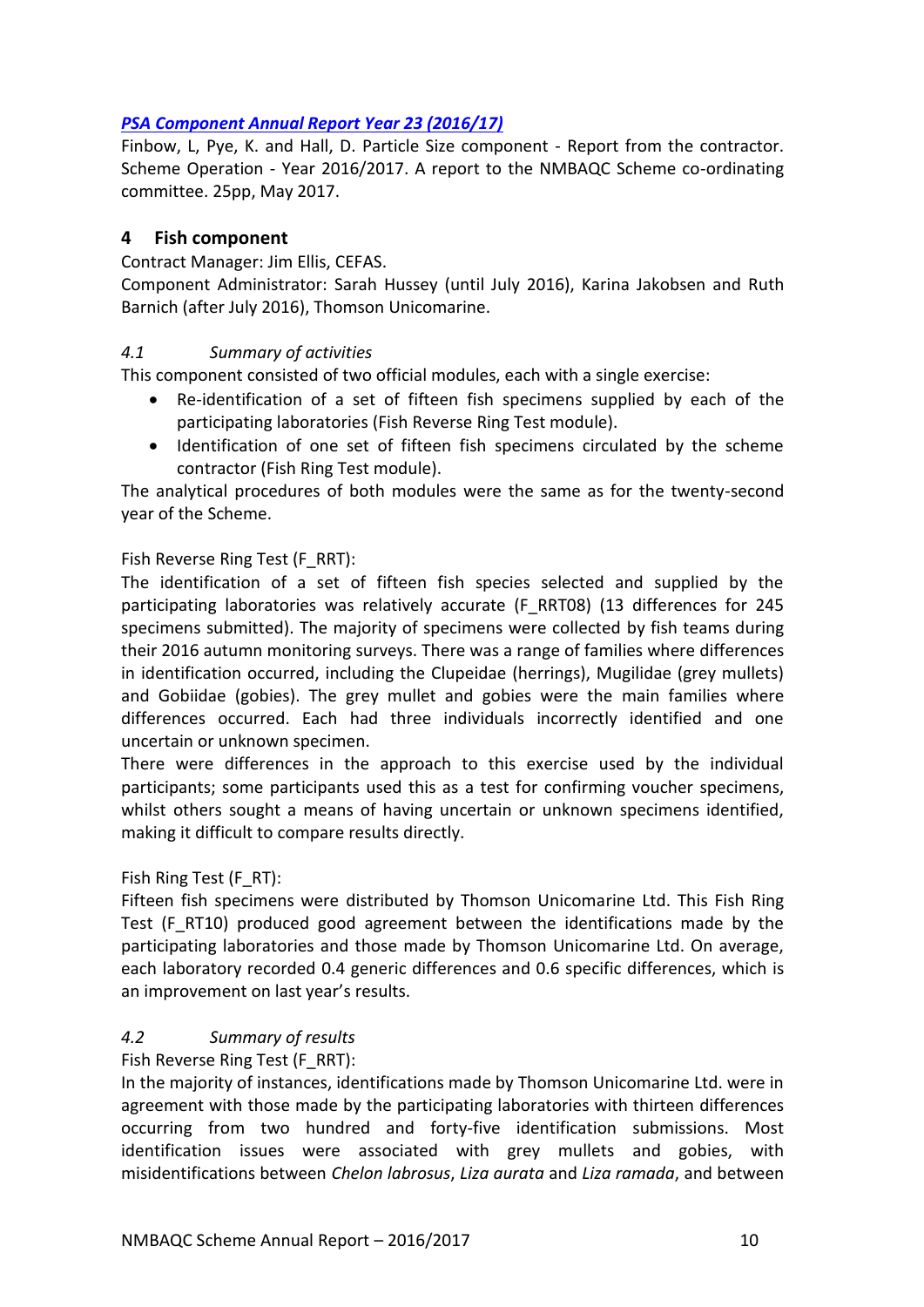[*PSA Component Annual Report Year 23 (2016/17)*]

Finbow, L, Pye, K. and Hall, D. Particle Size component - Report from the contractor. Scheme Operation - Year 2016/2017. A report to the NMBAQC Scheme co-ordinating committee. 25pp, May 2017.

## 4 Fish component

Contract Manager: Jim Ellis, CEFAS.
Component Administrator: Sarah Hussey (until July 2016), Karina Jakobsen and Ruth Barnich (after July 2016), Thomson Unicomarine.

### *4.1 Summary of activities*

This component consisted of two official modules, each with a single exercise:

- Re-identification of a set of fifteen fish specimens supplied by each of the participating laboratories (Fish Reverse Ring Test module).
- Identification of one set of fifteen fish specimens circulated by the scheme contractor (Fish Ring Test module).

The analytical procedures of both modules were the same as for the twenty-second year of the Scheme.

Fish Reverse Ring Test (F_RRT):

The identification of a set of fifteen fish species selected and supplied by the participating laboratories was relatively accurate (F_RRT08) (13 differences for 245 specimens submitted). The majority of specimens were collected by fish teams during their 2016 autumn monitoring surveys. There was a range of families where differences in identification occurred, including the Clupeidae (herrings), Mugilidae (grey mullets) and Gobiidae (gobies). The grey mullet and gobies were the main families where differences occurred. Each had three individuals incorrectly identified and one uncertain or unknown specimen.

There were differences in the approach to this exercise used by the individual participants; some participants used this as a test for confirming voucher specimens, whilst others sought a means of having uncertain or unknown specimens identified, making it difficult to compare results directly.

Fish Ring Test (F_RT):

Fifteen fish specimens were distributed by Thomson Unicomarine Ltd. This Fish Ring Test (F_RT10) produced good agreement between the identifications made by the participating laboratories and those made by Thomson Unicomarine Ltd. On average, each laboratory recorded 0.4 generic differences and 0.6 specific differences, which is an improvement on last year's results.

### *4.2 Summary of results*

Fish Reverse Ring Test (F_RRT):

In the majority of instances, identifications made by Thomson Unicomarine Ltd. were in agreement with those made by the participating laboratories with thirteen differences occurring from two hundred and forty-five identification submissions. Most identification issues were associated with grey mullets and gobies, with misidentifications between *Chelon labrosus*, *Liza aurata* and *Liza ramada*, and between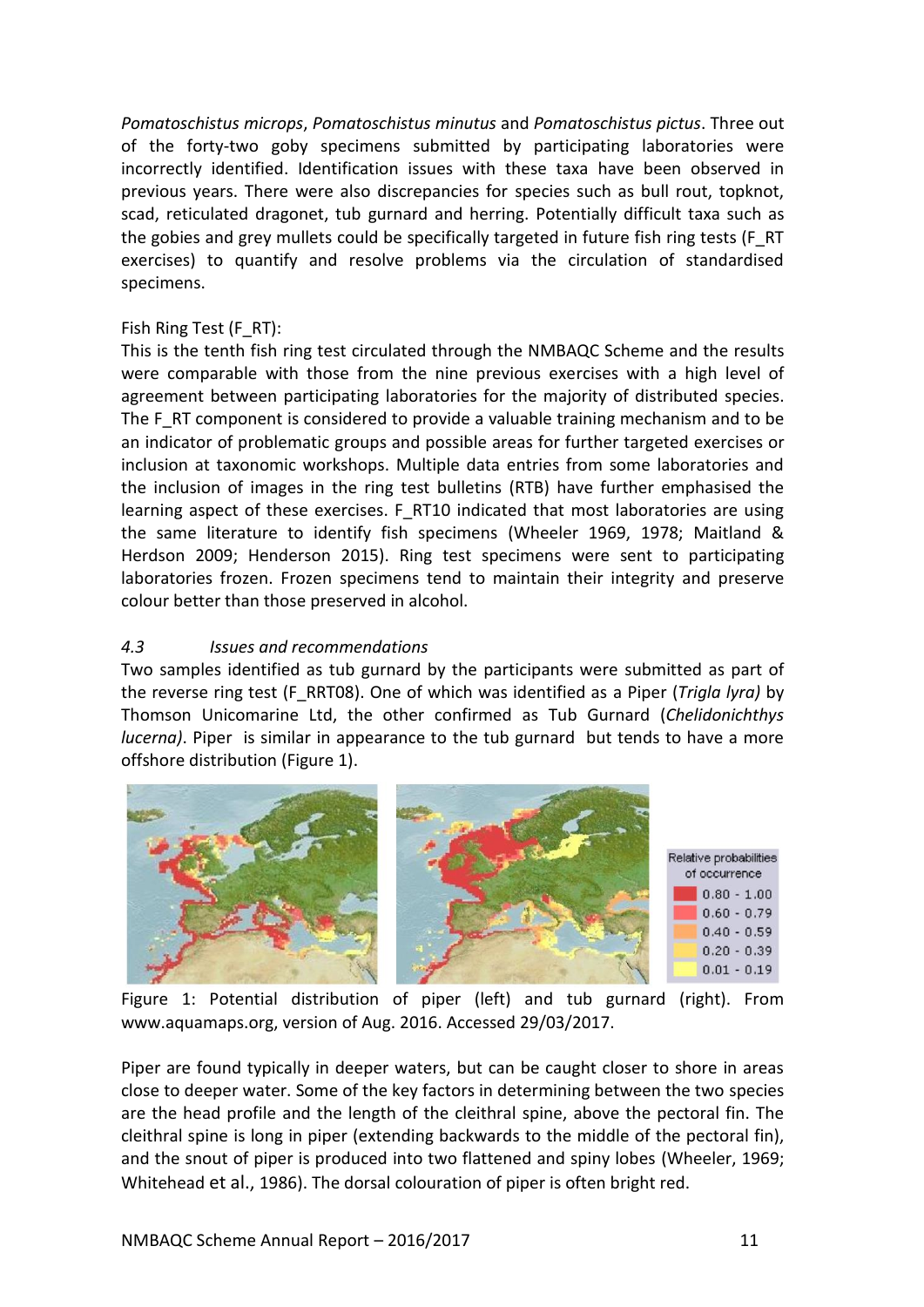*Pomatoschistus microps*, *Pomatoschistus minutus* and *Pomatoschistus pictus*. Three out of the forty-two goby specimens submitted by participating laboratories were incorrectly identified. Identification issues with these taxa have been observed in previous years. There were also discrepancies for species such as bull rout, topknot, scad, reticulated dragonet, tub gurnard and herring. Potentially difficult taxa such as the gobies and grey mullets could be specifically targeted in future fish ring tests (F_RT exercises) to quantify and resolve problems via the circulation of standardised specimens.

Fish Ring Test (F_RT):

This is the tenth fish ring test circulated through the NMBAQC Scheme and the results were comparable with those from the nine previous exercises with a high level of agreement between participating laboratories for the majority of distributed species. The F_RT component is considered to provide a valuable training mechanism and to be an indicator of problematic groups and possible areas for further targeted exercises or inclusion at taxonomic workshops. Multiple data entries from some laboratories and the inclusion of images in the ring test bulletins (RTB) have further emphasised the learning aspect of these exercises. F_RT10 indicated that most laboratories are using the same literature to identify fish specimens (Wheeler 1969, 1978; Maitland & Herdson 2009; Henderson 2015). Ring test specimens were sent to participating laboratories frozen. Frozen specimens tend to maintain their integrity and preserve colour better than those preserved in alcohol.

### *4.3 Issues and recommendations*

Two samples identified as tub gurnard by the participants were submitted as part of the reverse ring test (F_RRT08). One of which was identified as a Piper (*Trigla lyra)* by Thomson Unicomarine Ltd, the other confirmed as Tub Gurnard (*Chelidonichthys lucerna)*. Piper is similar in appearance to the tub gurnard but tends to have a more offshore distribution (Figure 1).

| Relative probabilities of occurrence |
|---|
| 0.80 - 1.00 |
| 0.60 - 0.79 |
| 0.40 - 0.59 |
| 0.20 - 0.39 |
| 0.01 - 0.19 |

Figure 1: Potential distribution of piper (left) and tub gurnard (right). From www.aquamaps.org, version of Aug. 2016. Accessed 29/03/2017.

Piper are found typically in deeper waters, but can be caught closer to shore in areas close to deeper water. Some of the key factors in determining between the two species are the head profile and the length of the cleithral spine, above the pectoral fin. The cleithral spine is long in piper (extending backwards to the middle of the pectoral fin), and the snout of piper is produced into two flattened and spiny lobes (Wheeler, 1969; Whitehead et al., 1986). The dorsal colouration of piper is often bright red.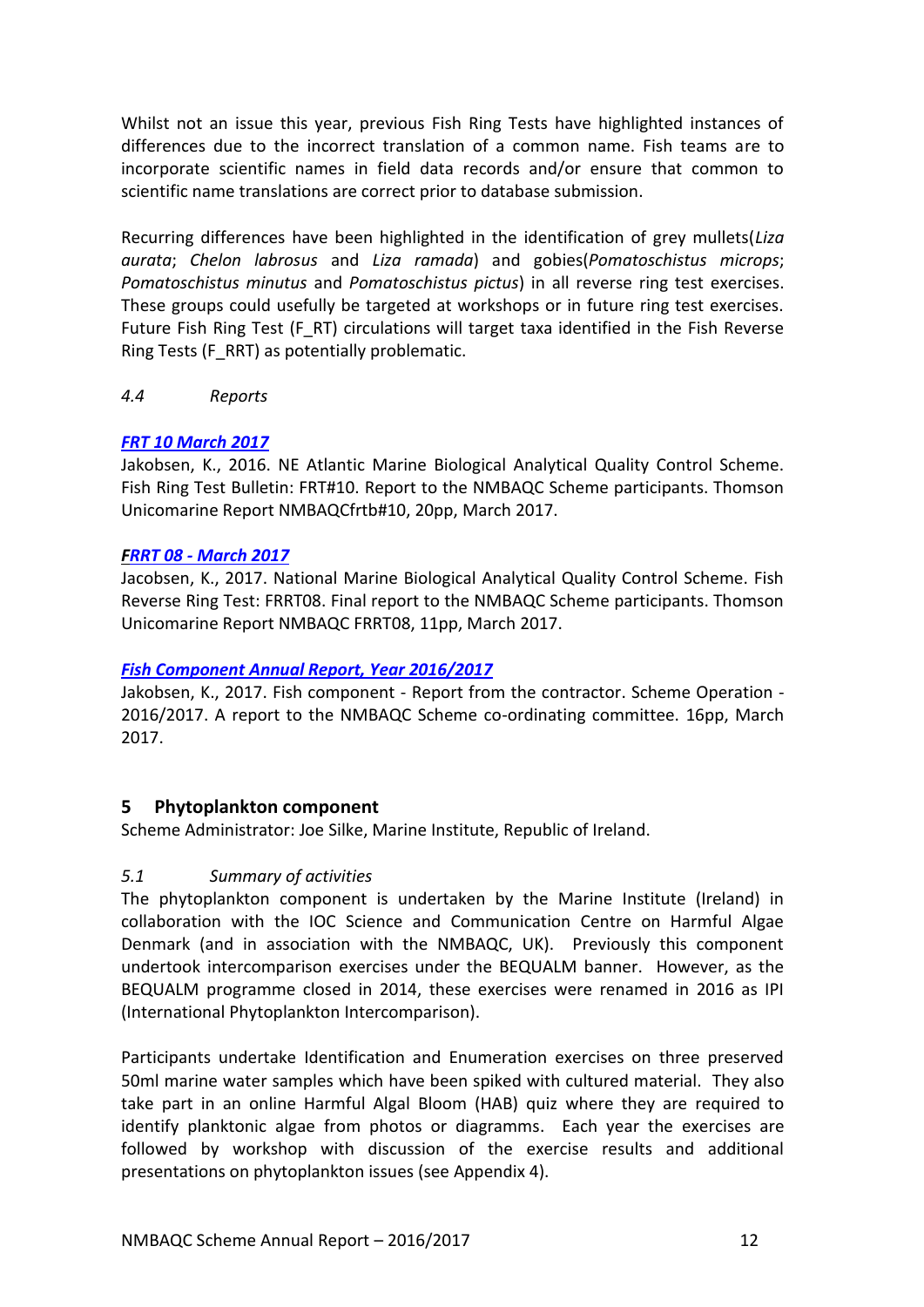Whilst not an issue this year, previous Fish Ring Tests have highlighted instances of differences due to the incorrect translation of a common name. Fish teams are to incorporate scientific names in field data records and/or ensure that common to scientific name translations are correct prior to database submission.

Recurring differences have been highlighted in the identification of grey mullets(*Liza aurata*; *Chelon labrosus* and *Liza ramada*) and gobies(*Pomatoschistus microps*; *Pomatoschistus minutus* and *Pomatoschistus pictus*) in all reverse ring test exercises. These groups could usefully be targeted at workshops or in future ring test exercises. Future Fish Ring Test (F_RT) circulations will target taxa identified in the Fish Reverse Ring Tests (F_RRT) as potentially problematic.

### *4.4 Reports*

***FRT 10 March 2017***

Jakobsen, K., 2016. NE Atlantic Marine Biological Analytical Quality Control Scheme. Fish Ring Test Bulletin: FRT#10. Report to the NMBAQC Scheme participants. Thomson Unicomarine Report NMBAQCfrtb#10, 20pp, March 2017.

***FRRT 08 - March 2017***

Jacobsen, K., 2017. National Marine Biological Analytical Quality Control Scheme. Fish Reverse Ring Test: FRRT08. Final report to the NMBAQC Scheme participants. Thomson Unicomarine Report NMBAQC FRRT08, 11pp, March 2017.

***Fish Component Annual Report, Year 2016/2017***

Jakobsen, K., 2017. Fish component - Report from the contractor. Scheme Operation - 2016/2017. A report to the NMBAQC Scheme co-ordinating committee. 16pp, March 2017.

## 5 Phytoplankton component

Scheme Administrator: Joe Silke, Marine Institute, Republic of Ireland.

### *5.1 Summary of activities*

The phytoplankton component is undertaken by the Marine Institute (Ireland) in collaboration with the IOC Science and Communication Centre on Harmful Algae Denmark (and in association with the NMBAQC, UK). Previously this component undertook intercomparison exercises under the BEQUALM banner. However, as the BEQUALM programme closed in 2014, these exercises were renamed in 2016 as IPI (International Phytoplankton Intercomparison).

Participants undertake Identification and Enumeration exercises on three preserved 50ml marine water samples which have been spiked with cultured material. They also take part in an online Harmful Algal Bloom (HAB) quiz where they are required to identify planktonic algae from photos or diagramms. Each year the exercises are followed by workshop with discussion of the exercise results and additional presentations on phytoplankton issues (see Appendix 4).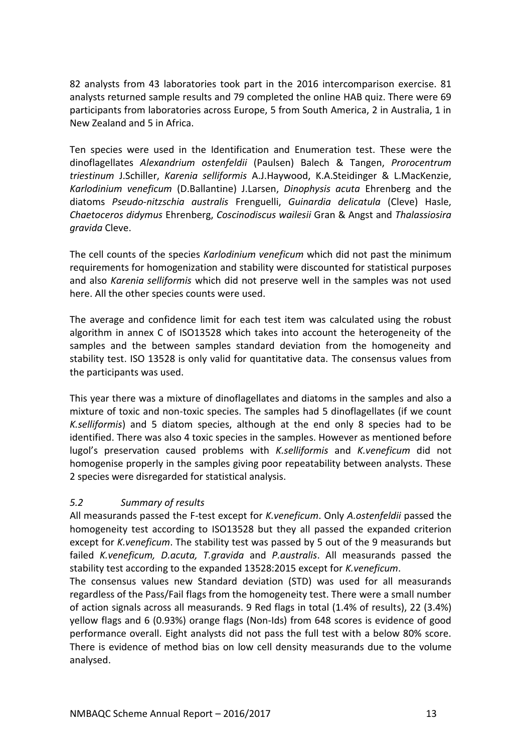82 analysts from 43 laboratories took part in the 2016 intercomparison exercise. 81 analysts returned sample results and 79 completed the online HAB quiz. There were 69 participants from laboratories across Europe, 5 from South America, 2 in Australia, 1 in New Zealand and 5 in Africa.

Ten species were used in the Identification and Enumeration test. These were the dinoflagellates *Alexandrium ostenfeldii* (Paulsen) Balech & Tangen, *Prorocentrum triestinum* J.Schiller, *Karenia selliformis* A.J.Haywood, K.A.Steidinger & L.MacKenzie, *Karlodinium veneficum* (D.Ballantine) J.Larsen, *Dinophysis acuta* Ehrenberg and the diatoms *Pseudo-nitzschia australis* Frenguelli, *Guinardia delicatula* (Cleve) Hasle, *Chaetoceros didymus* Ehrenberg, *Coscinodiscus wailesii* Gran & Angst and *Thalassiosira gravida* Cleve.

The cell counts of the species *Karlodinium veneficum* which did not past the minimum requirements for homogenization and stability were discounted for statistical purposes and also *Karenia selliformis* which did not preserve well in the samples was not used here. All the other species counts were used.

The average and confidence limit for each test item was calculated using the robust algorithm in annex C of ISO13528 which takes into account the heterogeneity of the samples and the between samples standard deviation from the homogeneity and stability test. ISO 13528 is only valid for quantitative data. The consensus values from the participants was used.

This year there was a mixture of dinoflagellates and diatoms in the samples and also a mixture of toxic and non-toxic species. The samples had 5 dinoflagellates (if we count *K.selliformis*) and 5 diatom species, although at the end only 8 species had to be identified. There was also 4 toxic species in the samples. However as mentioned before lugol's preservation caused problems with *K.selliformis* and *K.veneficum* did not homogenise properly in the samples giving poor repeatability between analysts. These 2 species were disregarded for statistical analysis.

### *5.2 Summary of results*

All measurands passed the F-test except for *K.veneficum*. Only *A.ostenfeldii* passed the homogeneity test according to ISO13528 but they all passed the expanded criterion except for *K.veneficum*. The stability test was passed by 5 out of the 9 measurands but failed *K.veneficum, D.acuta, T.gravida* and *P.australis*. All measurands passed the stability test according to the expanded 13528:2015 except for *K.veneficum*.

The consensus values new Standard deviation (STD) was used for all measurands regardless of the Pass/Fail flags from the homogeneity test. There were a small number of action signals across all measurands. 9 Red flags in total (1.4% of results), 22 (3.4%) yellow flags and 6 (0.93%) orange flags (Non-Ids) from 648 scores is evidence of good performance overall. Eight analysts did not pass the full test with a below 80% score. There is evidence of method bias on low cell density measurands due to the volume analysed.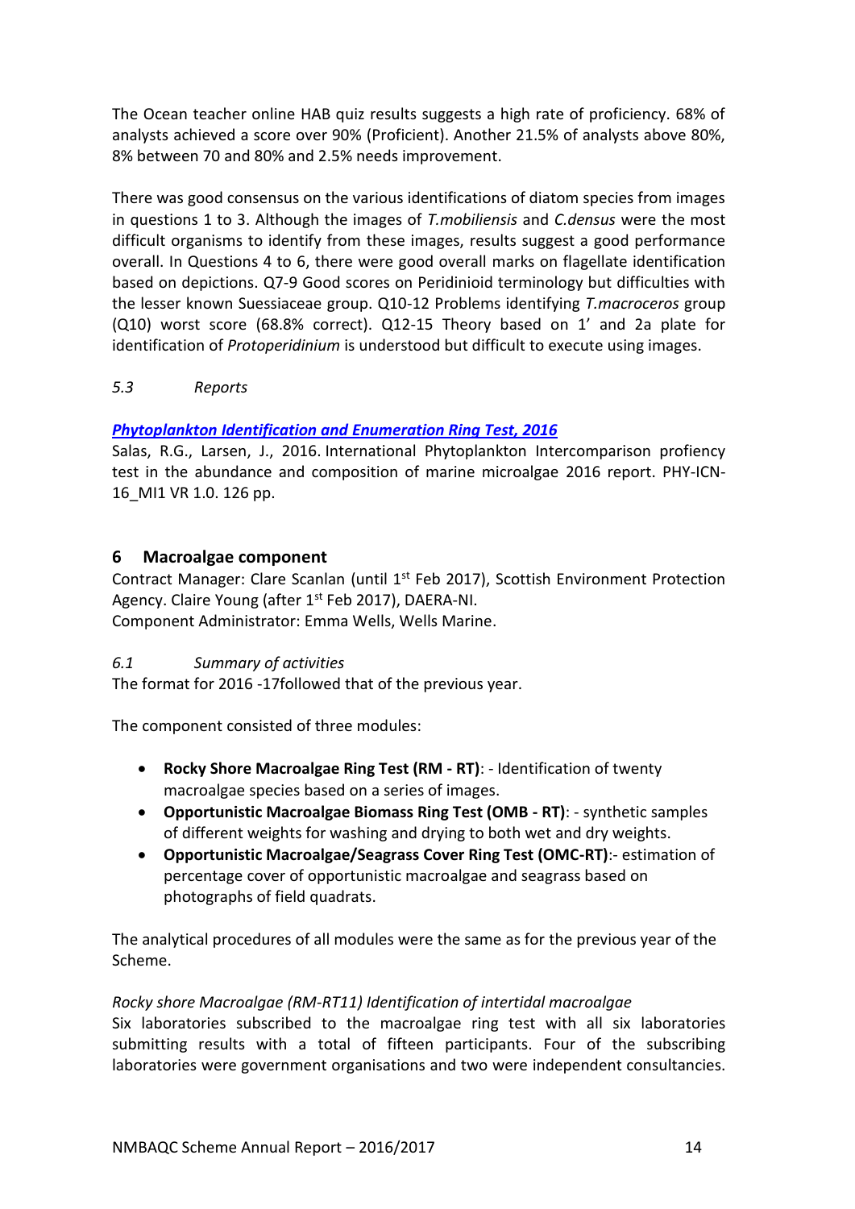The Ocean teacher online HAB quiz results suggests a high rate of proficiency. 68% of analysts achieved a score over 90% (Proficient). Another 21.5% of analysts above 80%, 8% between 70 and 80% and 2.5% needs improvement.

There was good consensus on the various identifications of diatom species from images in questions 1 to 3. Although the images of *T.mobiliensis* and *C.densus* were the most difficult organisms to identify from these images, results suggest a good performance overall. In Questions 4 to 6, there were good overall marks on flagellate identification based on depictions. Q7-9 Good scores on Peridinioid terminology but difficulties with the lesser known Suessiaceae group. Q10-12 Problems identifying *T.macroceros* group (Q10) worst score (68.8% correct). Q12-15 Theory based on 1' and 2a plate for identification of *Protoperidinium* is understood but difficult to execute using images.

### *5.3 Reports*

***Phytoplankton Identification and Enumeration Ring Test, 2016***

Salas, R.G., Larsen, J., 2016. International Phytoplankton Intercomparison profiency test in the abundance and composition of marine microalgae 2016 report. PHY-ICN-16_MI1 VR 1.0. 126 pp.

## 6 Macroalgae component

Contract Manager: Clare Scanlan (until 1st Feb 2017), Scottish Environment Protection Agency. Claire Young (after 1st Feb 2017), DAERA-NI.
Component Administrator: Emma Wells, Wells Marine.

### *6.1 Summary of activities*

The format for 2016 -17followed that of the previous year.

The component consisted of three modules:

- **Rocky Shore Macroalgae Ring Test (RM - RT)**: - Identification of twenty macroalgae species based on a series of images.
- **Opportunistic Macroalgae Biomass Ring Test (OMB - RT)**: - synthetic samples of different weights for washing and drying to both wet and dry weights.
- **Opportunistic Macroalgae/Seagrass Cover Ring Test (OMC-RT)**:- estimation of percentage cover of opportunistic macroalgae and seagrass based on photographs of field quadrats.

The analytical procedures of all modules were the same as for the previous year of the Scheme.

*Rocky shore Macroalgae (RM-RT11) Identification of intertidal macroalgae*

Six laboratories subscribed to the macroalgae ring test with all six laboratories submitting results with a total of fifteen participants. Four of the subscribing laboratories were government organisations and two were independent consultancies.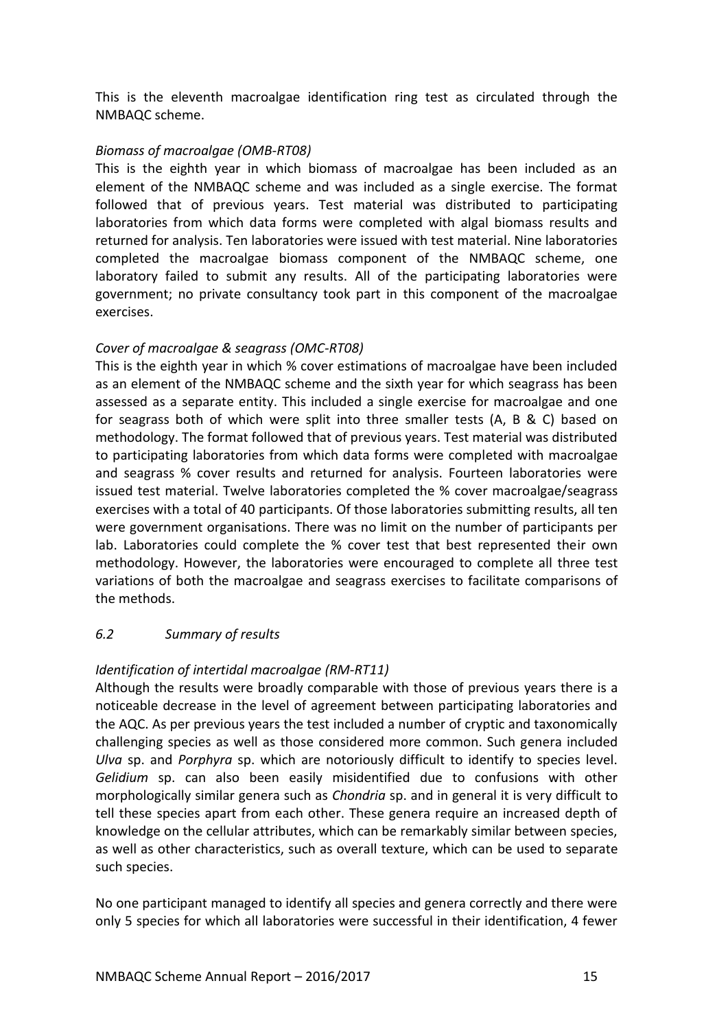This is the eleventh macroalgae identification ring test as circulated through the NMBAQC scheme.

*Biomass of macroalgae (OMB-RT08)*

This is the eighth year in which biomass of macroalgae has been included as an element of the NMBAQC scheme and was included as a single exercise. The format followed that of previous years. Test material was distributed to participating laboratories from which data forms were completed with algal biomass results and returned for analysis. Ten laboratories were issued with test material. Nine laboratories completed the macroalgae biomass component of the NMBAQC scheme, one laboratory failed to submit any results. All of the participating laboratories were government; no private consultancy took part in this component of the macroalgae exercises.

*Cover of macroalgae & seagrass (OMC-RT08)*

This is the eighth year in which % cover estimations of macroalgae have been included as an element of the NMBAQC scheme and the sixth year for which seagrass has been assessed as a separate entity. This included a single exercise for macroalgae and one for seagrass both of which were split into three smaller tests (A, B & C) based on methodology. The format followed that of previous years. Test material was distributed to participating laboratories from which data forms were completed with macroalgae and seagrass % cover results and returned for analysis. Fourteen laboratories were issued test material. Twelve laboratories completed the % cover macroalgae/seagrass exercises with a total of 40 participants. Of those laboratories submitting results, all ten were government organisations. There was no limit on the number of participants per lab. Laboratories could complete the % cover test that best represented their own methodology. However, the laboratories were encouraged to complete all three test variations of both the macroalgae and seagrass exercises to facilitate comparisons of the methods.

### *6.2 Summary of results*

*Identification of intertidal macroalgae (RM-RT11)*

Although the results were broadly comparable with those of previous years there is a noticeable decrease in the level of agreement between participating laboratories and the AQC. As per previous years the test included a number of cryptic and taxonomically challenging species as well as those considered more common. Such genera included *Ulva* sp. and *Porphyra* sp. which are notoriously difficult to identify to species level. *Gelidium* sp. can also been easily misidentified due to confusions with other morphologically similar genera such as *Chondria* sp. and in general it is very difficult to tell these species apart from each other. These genera require an increased depth of knowledge on the cellular attributes, which can be remarkably similar between species, as well as other characteristics, such as overall texture, which can be used to separate such species.

No one participant managed to identify all species and genera correctly and there were only 5 species for which all laboratories were successful in their identification, 4 fewer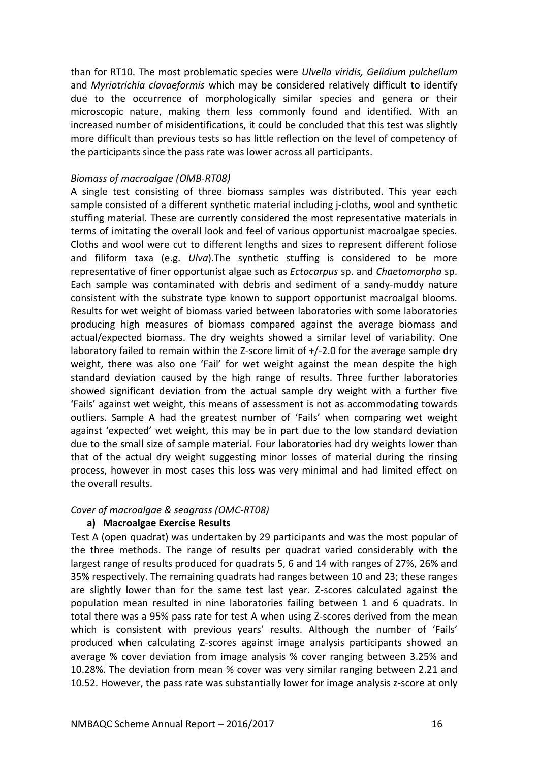than for RT10. The most problematic species were *Ulvella viridis, Gelidium pulchellum* and *Myriotrichia clavaeformis* which may be considered relatively difficult to identify due to the occurrence of morphologically similar species and genera or their microscopic nature, making them less commonly found and identified. With an increased number of misidentifications, it could be concluded that this test was slightly more difficult than previous tests so has little reflection on the level of competency of the participants since the pass rate was lower across all participants.

*Biomass of macroalgae (OMB-RT08)*

A single test consisting of three biomass samples was distributed. This year each sample consisted of a different synthetic material including j-cloths, wool and synthetic stuffing material. These are currently considered the most representative materials in terms of imitating the overall look and feel of various opportunist macroalgae species. Cloths and wool were cut to different lengths and sizes to represent different foliose and filiform taxa (e.g. *Ulva*).The synthetic stuffing is considered to be more representative of finer opportunist algae such as *Ectocarpus* sp. and *Chaetomorpha* sp. Each sample was contaminated with debris and sediment of a sandy-muddy nature consistent with the substrate type known to support opportunist macroalgal blooms. Results for wet weight of biomass varied between laboratories with some laboratories producing high measures of biomass compared against the average biomass and actual/expected biomass. The dry weights showed a similar level of variability. One laboratory failed to remain within the Z-score limit of +/-2.0 for the average sample dry weight, there was also one 'Fail' for wet weight against the mean despite the high standard deviation caused by the high range of results. Three further laboratories showed significant deviation from the actual sample dry weight with a further five 'Fails' against wet weight, this means of assessment is not as accommodating towards outliers. Sample A had the greatest number of 'Fails' when comparing wet weight against 'expected' wet weight, this may be in part due to the low standard deviation due to the small size of sample material. Four laboratories had dry weights lower than that of the actual dry weight suggesting minor losses of material during the rinsing process, however in most cases this loss was very minimal and had limited effect on the overall results.

*Cover of macroalgae & seagrass (OMC-RT08)*

**a) Macroalgae Exercise Results**

Test A (open quadrat) was undertaken by 29 participants and was the most popular of the three methods. The range of results per quadrat varied considerably with the largest range of results produced for quadrats 5, 6 and 14 with ranges of 27%, 26% and 35% respectively. The remaining quadrats had ranges between 10 and 23; these ranges are slightly lower than for the same test last year. Z-scores calculated against the population mean resulted in nine laboratories failing between 1 and 6 quadrats. In total there was a 95% pass rate for test A when using Z-scores derived from the mean which is consistent with previous years' results. Although the number of 'Fails' produced when calculating Z-scores against image analysis participants showed an average % cover deviation from image analysis % cover ranging between 3.25% and 10.28%. The deviation from mean % cover was very similar ranging between 2.21 and 10.52. However, the pass rate was substantially lower for image analysis z-score at only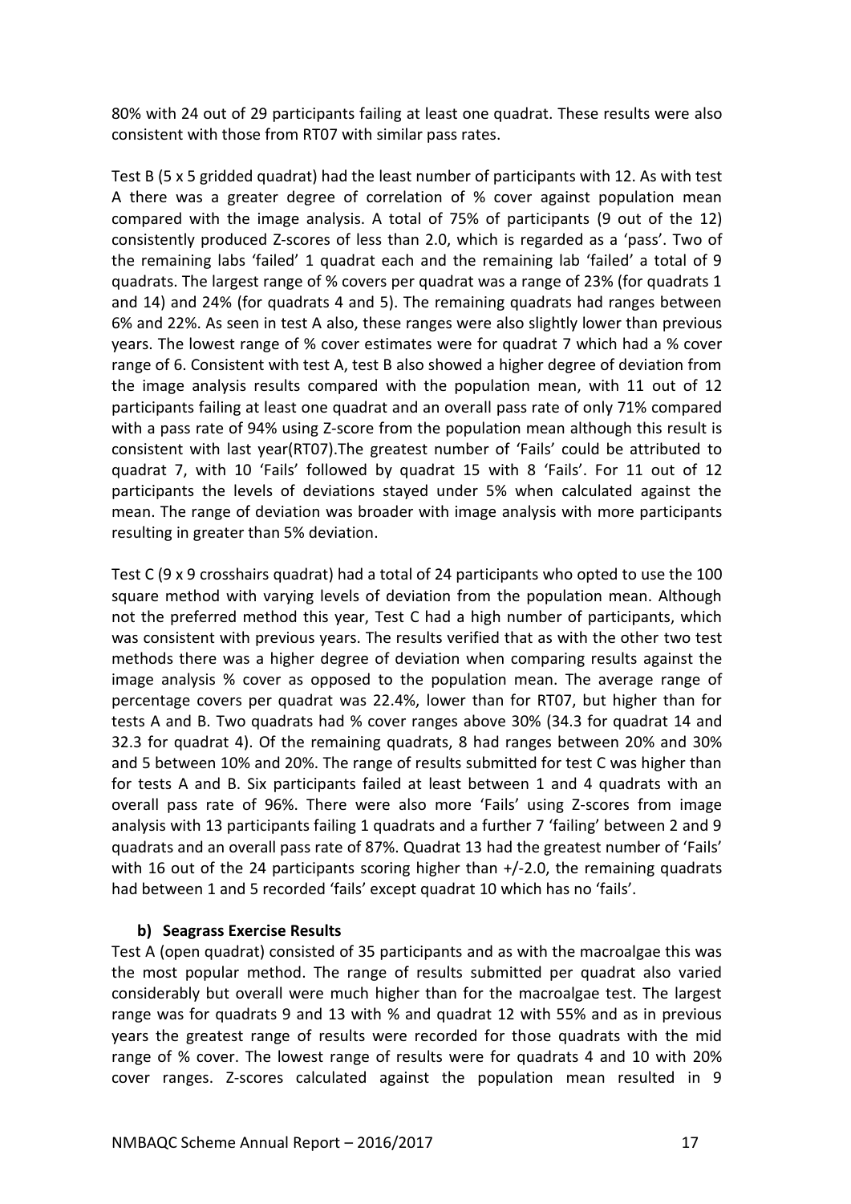80% with 24 out of 29 participants failing at least one quadrat. These results were also consistent with those from RT07 with similar pass rates.

Test B (5 x 5 gridded quadrat) had the least number of participants with 12. As with test A there was a greater degree of correlation of % cover against population mean compared with the image analysis. A total of 75% of participants (9 out of the 12) consistently produced Z-scores of less than 2.0, which is regarded as a 'pass'. Two of the remaining labs 'failed' 1 quadrat each and the remaining lab 'failed' a total of 9 quadrats. The largest range of % covers per quadrat was a range of 23% (for quadrats 1 and 14) and 24% (for quadrats 4 and 5). The remaining quadrats had ranges between 6% and 22%. As seen in test A also, these ranges were also slightly lower than previous years. The lowest range of % cover estimates were for quadrat 7 which had a % cover range of 6. Consistent with test A, test B also showed a higher degree of deviation from the image analysis results compared with the population mean, with 11 out of 12 participants failing at least one quadrat and an overall pass rate of only 71% compared with a pass rate of 94% using Z-score from the population mean although this result is consistent with last year(RT07).The greatest number of 'Fails' could be attributed to quadrat 7, with 10 'Fails' followed by quadrat 15 with 8 'Fails'. For 11 out of 12 participants the levels of deviations stayed under 5% when calculated against the mean. The range of deviation was broader with image analysis with more participants resulting in greater than 5% deviation.

Test C (9 x 9 crosshairs quadrat) had a total of 24 participants who opted to use the 100 square method with varying levels of deviation from the population mean. Although not the preferred method this year, Test C had a high number of participants, which was consistent with previous years. The results verified that as with the other two test methods there was a higher degree of deviation when comparing results against the image analysis % cover as opposed to the population mean. The average range of percentage covers per quadrat was 22.4%, lower than for RT07, but higher than for tests A and B. Two quadrats had % cover ranges above 30% (34.3 for quadrat 14 and 32.3 for quadrat 4). Of the remaining quadrats, 8 had ranges between 20% and 30% and 5 between 10% and 20%. The range of results submitted for test C was higher than for tests A and B. Six participants failed at least between 1 and 4 quadrats with an overall pass rate of 96%. There were also more 'Fails' using Z-scores from image analysis with 13 participants failing 1 quadrats and a further 7 'failing' between 2 and 9 quadrats and an overall pass rate of 87%. Quadrat 13 had the greatest number of 'Fails' with 16 out of the 24 participants scoring higher than +/-2.0, the remaining quadrats had between 1 and 5 recorded 'fails' except quadrat 10 which has no 'fails'.

**b) Seagrass Exercise Results**

Test A (open quadrat) consisted of 35 participants and as with the macroalgae this was the most popular method. The range of results submitted per quadrat also varied considerably but overall were much higher than for the macroalgae test. The largest range was for quadrats 9 and 13 with % and quadrat 12 with 55% and as in previous years the greatest range of results were recorded for those quadrats with the mid range of % cover. The lowest range of results were for quadrats 4 and 10 with 20% cover ranges. Z-scores calculated against the population mean resulted in 9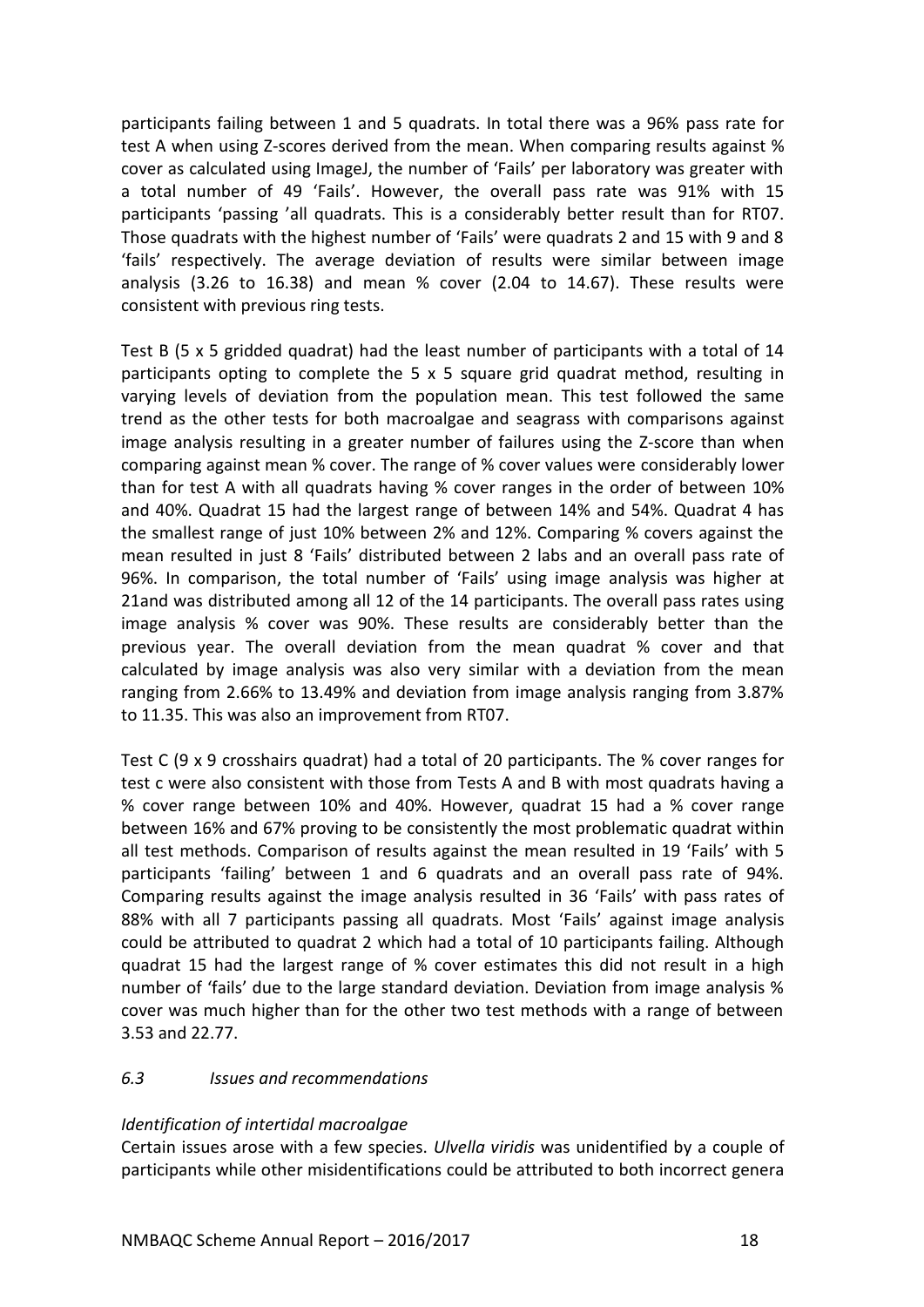participants failing between 1 and 5 quadrats. In total there was a 96% pass rate for test A when using Z-scores derived from the mean. When comparing results against % cover as calculated using ImageJ, the number of 'Fails' per laboratory was greater with a total number of 49 'Fails'. However, the overall pass rate was 91% with 15 participants 'passing 'all quadrats. This is a considerably better result than for RT07. Those quadrats with the highest number of 'Fails' were quadrats 2 and 15 with 9 and 8 'fails' respectively. The average deviation of results were similar between image analysis (3.26 to 16.38) and mean % cover (2.04 to 14.67). These results were consistent with previous ring tests.

Test B (5 x 5 gridded quadrat) had the least number of participants with a total of 14 participants opting to complete the 5 x 5 square grid quadrat method, resulting in varying levels of deviation from the population mean. This test followed the same trend as the other tests for both macroalgae and seagrass with comparisons against image analysis resulting in a greater number of failures using the Z-score than when comparing against mean % cover. The range of % cover values were considerably lower than for test A with all quadrats having % cover ranges in the order of between 10% and 40%. Quadrat 15 had the largest range of between 14% and 54%. Quadrat 4 has the smallest range of just 10% between 2% and 12%. Comparing % covers against the mean resulted in just 8 'Fails' distributed between 2 labs and an overall pass rate of 96%. In comparison, the total number of 'Fails' using image analysis was higher at 21and was distributed among all 12 of the 14 participants. The overall pass rates using image analysis % cover was 90%. These results are considerably better than the previous year. The overall deviation from the mean quadrat % cover and that calculated by image analysis was also very similar with a deviation from the mean ranging from 2.66% to 13.49% and deviation from image analysis ranging from 3.87% to 11.35. This was also an improvement from RT07.

Test C (9 x 9 crosshairs quadrat) had a total of 20 participants. The % cover ranges for test c were also consistent with those from Tests A and B with most quadrats having a % cover range between 10% and 40%. However, quadrat 15 had a % cover range between 16% and 67% proving to be consistently the most problematic quadrat within all test methods. Comparison of results against the mean resulted in 19 'Fails' with 5 participants 'failing' between 1 and 6 quadrats and an overall pass rate of 94%. Comparing results against the image analysis resulted in 36 'Fails' with pass rates of 88% with all 7 participants passing all quadrats. Most 'Fails' against image analysis could be attributed to quadrat 2 which had a total of 10 participants failing. Although quadrat 15 had the largest range of % cover estimates this did not result in a high number of 'fails' due to the large standard deviation. Deviation from image analysis % cover was much higher than for the other two test methods with a range of between 3.53 and 22.77.

### *6.3 Issues and recommendations*

*Identification of intertidal macroalgae*

Certain issues arose with a few species. *Ulvella viridis* was unidentified by a couple of participants while other misidentifications could be attributed to both incorrect genera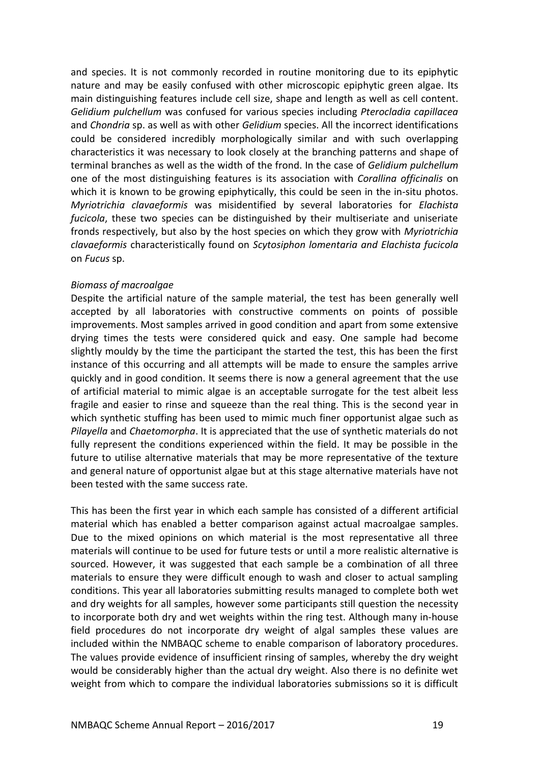and species. It is not commonly recorded in routine monitoring due to its epiphytic nature and may be easily confused with other microscopic epiphytic green algae. Its main distinguishing features include cell size, shape and length as well as cell content. *Gelidium pulchellum* was confused for various species including *Pterocladia capillacea* and *Chondria* sp. as well as with other *Gelidium* species. All the incorrect identifications could be considered incredibly morphologically similar and with such overlapping characteristics it was necessary to look closely at the branching patterns and shape of terminal branches as well as the width of the frond. In the case of *Gelidium pulchellum* one of the most distinguishing features is its association with *Corallina officinalis* on which it is known to be growing epiphytically, this could be seen in the in-situ photos. *Myriotrichia clavaeformis* was misidentified by several laboratories for *Elachista fucicola*, these two species can be distinguished by their multiseriate and uniseriate fronds respectively, but also by the host species on which they grow with *Myriotrichia clavaeformis* characteristically found on *Scytosiphon lomentaria and Elachista fucicola* on *Fucus* sp.

*Biomass of macroalgae*

Despite the artificial nature of the sample material, the test has been generally well accepted by all laboratories with constructive comments on points of possible improvements. Most samples arrived in good condition and apart from some extensive drying times the tests were considered quick and easy. One sample had become slightly mouldy by the time the participant the started the test, this has been the first instance of this occurring and all attempts will be made to ensure the samples arrive quickly and in good condition. It seems there is now a general agreement that the use of artificial material to mimic algae is an acceptable surrogate for the test albeit less fragile and easier to rinse and squeeze than the real thing. This is the second year in which synthetic stuffing has been used to mimic much finer opportunist algae such as *Pilayella* and *Chaetomorpha*. It is appreciated that the use of synthetic materials do not fully represent the conditions experienced within the field. It may be possible in the future to utilise alternative materials that may be more representative of the texture and general nature of opportunist algae but at this stage alternative materials have not been tested with the same success rate.

This has been the first year in which each sample has consisted of a different artificial material which has enabled a better comparison against actual macroalgae samples. Due to the mixed opinions on which material is the most representative all three materials will continue to be used for future tests or until a more realistic alternative is sourced. However, it was suggested that each sample be a combination of all three materials to ensure they were difficult enough to wash and closer to actual sampling conditions. This year all laboratories submitting results managed to complete both wet and dry weights for all samples, however some participants still question the necessity to incorporate both dry and wet weights within the ring test. Although many in-house field procedures do not incorporate dry weight of algal samples these values are included within the NMBAQC scheme to enable comparison of laboratory procedures. The values provide evidence of insufficient rinsing of samples, whereby the dry weight would be considerably higher than the actual dry weight. Also there is no definite wet weight from which to compare the individual laboratories submissions so it is difficult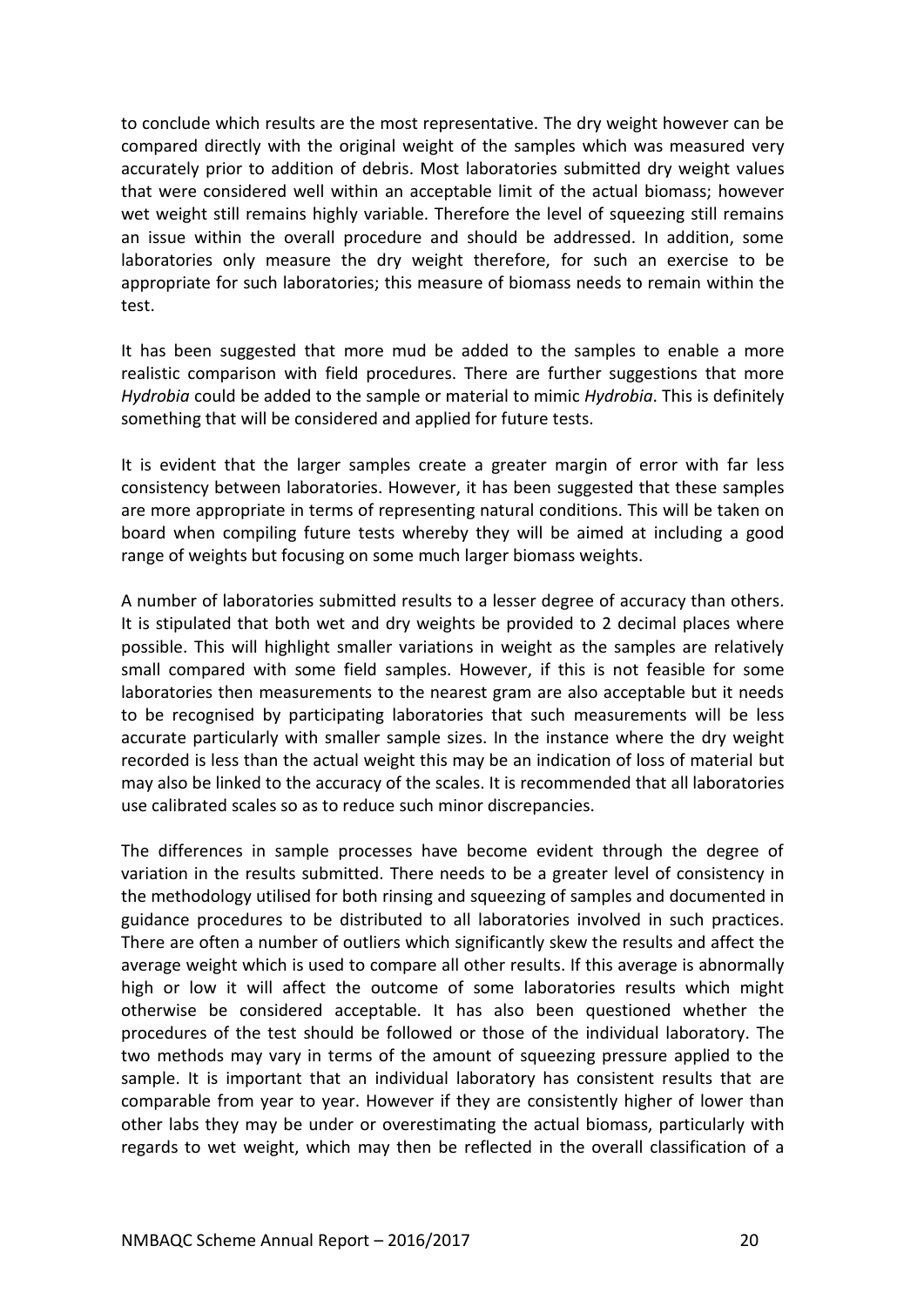to conclude which results are the most representative. The dry weight however can be compared directly with the original weight of the samples which was measured very accurately prior to addition of debris. Most laboratories submitted dry weight values that were considered well within an acceptable limit of the actual biomass; however wet weight still remains highly variable. Therefore the level of squeezing still remains an issue within the overall procedure and should be addressed. In addition, some laboratories only measure the dry weight therefore, for such an exercise to be appropriate for such laboratories; this measure of biomass needs to remain within the test.

It has been suggested that more mud be added to the samples to enable a more realistic comparison with field procedures. There are further suggestions that more *Hydrobia* could be added to the sample or material to mimic *Hydrobia*. This is definitely something that will be considered and applied for future tests.

It is evident that the larger samples create a greater margin of error with far less consistency between laboratories. However, it has been suggested that these samples are more appropriate in terms of representing natural conditions. This will be taken on board when compiling future tests whereby they will be aimed at including a good range of weights but focusing on some much larger biomass weights.

A number of laboratories submitted results to a lesser degree of accuracy than others. It is stipulated that both wet and dry weights be provided to 2 decimal places where possible. This will highlight smaller variations in weight as the samples are relatively small compared with some field samples. However, if this is not feasible for some laboratories then measurements to the nearest gram are also acceptable but it needs to be recognised by participating laboratories that such measurements will be less accurate particularly with smaller sample sizes. In the instance where the dry weight recorded is less than the actual weight this may be an indication of loss of material but may also be linked to the accuracy of the scales. It is recommended that all laboratories use calibrated scales so as to reduce such minor discrepancies.

The differences in sample processes have become evident through the degree of variation in the results submitted. There needs to be a greater level of consistency in the methodology utilised for both rinsing and squeezing of samples and documented in guidance procedures to be distributed to all laboratories involved in such practices. There are often a number of outliers which significantly skew the results and affect the average weight which is used to compare all other results. If this average is abnormally high or low it will affect the outcome of some laboratories results which might otherwise be considered acceptable. It has also been questioned whether the procedures of the test should be followed or those of the individual laboratory. The two methods may vary in terms of the amount of squeezing pressure applied to the sample. It is important that an individual laboratory has consistent results that are comparable from year to year. However if they are consistently higher of lower than other labs they may be under or overestimating the actual biomass, particularly with regards to wet weight, which may then be reflected in the overall classification of a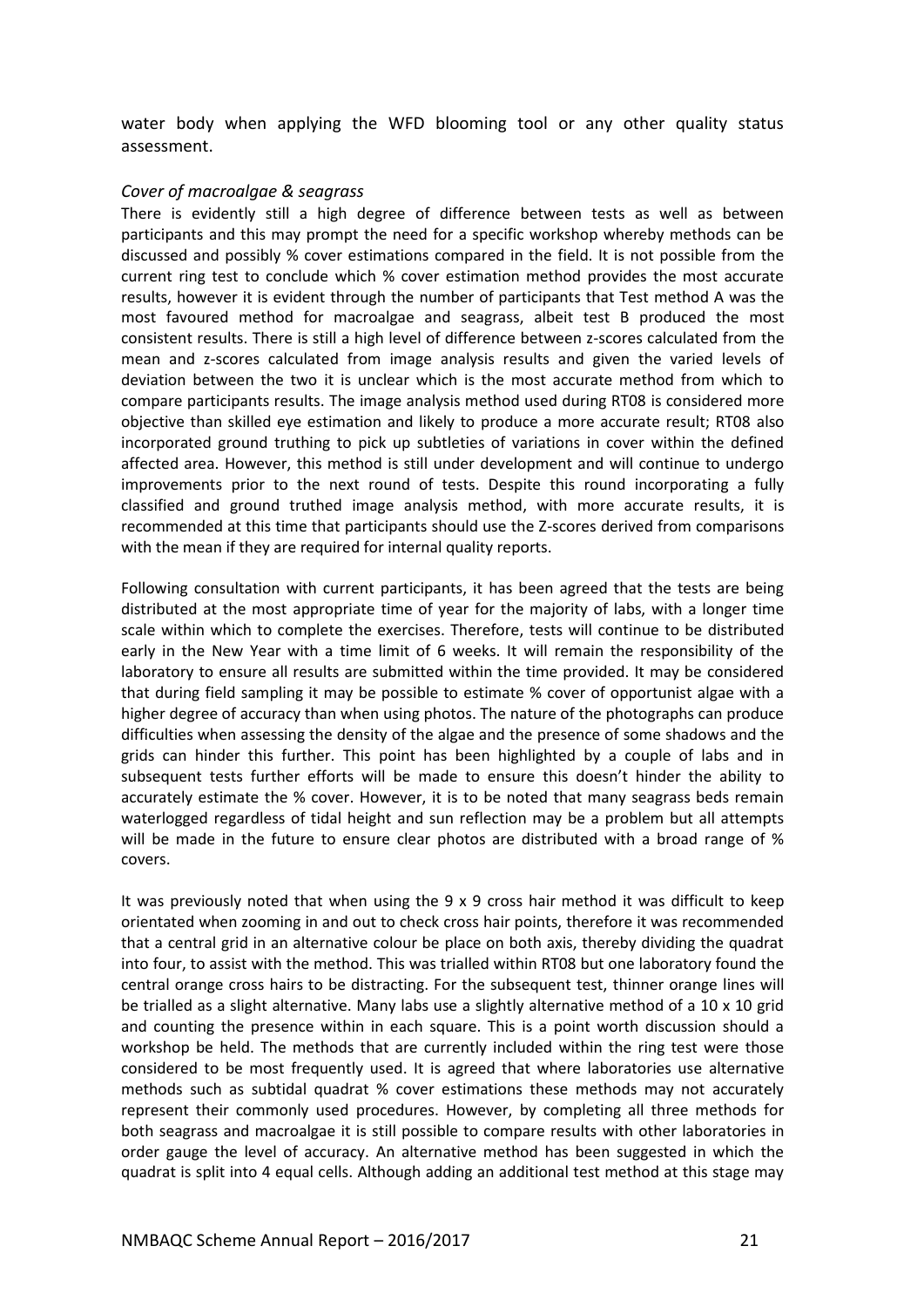water body when applying the WFD blooming tool or any other quality status assessment.

*Cover of macroalgae & seagrass*

There is evidently still a high degree of difference between tests as well as between participants and this may prompt the need for a specific workshop whereby methods can be discussed and possibly % cover estimations compared in the field. It is not possible from the current ring test to conclude which % cover estimation method provides the most accurate results, however it is evident through the number of participants that Test method A was the most favoured method for macroalgae and seagrass, albeit test B produced the most consistent results. There is still a high level of difference between z-scores calculated from the mean and z-scores calculated from image analysis results and given the varied levels of deviation between the two it is unclear which is the most accurate method from which to compare participants results. The image analysis method used during RT08 is considered more objective than skilled eye estimation and likely to produce a more accurate result; RT08 also incorporated ground truthing to pick up subtleties of variations in cover within the defined affected area. However, this method is still under development and will continue to undergo improvements prior to the next round of tests. Despite this round incorporating a fully classified and ground truthed image analysis method, with more accurate results, it is recommended at this time that participants should use the Z-scores derived from comparisons with the mean if they are required for internal quality reports.

Following consultation with current participants, it has been agreed that the tests are being distributed at the most appropriate time of year for the majority of labs, with a longer time scale within which to complete the exercises. Therefore, tests will continue to be distributed early in the New Year with a time limit of 6 weeks. It will remain the responsibility of the laboratory to ensure all results are submitted within the time provided. It may be considered that during field sampling it may be possible to estimate % cover of opportunist algae with a higher degree of accuracy than when using photos. The nature of the photographs can produce difficulties when assessing the density of the algae and the presence of some shadows and the grids can hinder this further. This point has been highlighted by a couple of labs and in subsequent tests further efforts will be made to ensure this doesn't hinder the ability to accurately estimate the % cover. However, it is to be noted that many seagrass beds remain waterlogged regardless of tidal height and sun reflection may be a problem but all attempts will be made in the future to ensure clear photos are distributed with a broad range of % covers.

It was previously noted that when using the 9 x 9 cross hair method it was difficult to keep orientated when zooming in and out to check cross hair points, therefore it was recommended that a central grid in an alternative colour be place on both axis, thereby dividing the quadrat into four, to assist with the method. This was trialled within RT08 but one laboratory found the central orange cross hairs to be distracting. For the subsequent test, thinner orange lines will be trialled as a slight alternative. Many labs use a slightly alternative method of a 10 x 10 grid and counting the presence within in each square. This is a point worth discussion should a workshop be held. The methods that are currently included within the ring test were those considered to be most frequently used. It is agreed that where laboratories use alternative methods such as subtidal quadrat % cover estimations these methods may not accurately represent their commonly used procedures. However, by completing all three methods for both seagrass and macroalgae it is still possible to compare results with other laboratories in order gauge the level of accuracy. An alternative method has been suggested in which the quadrat is split into 4 equal cells. Although adding an additional test method at this stage may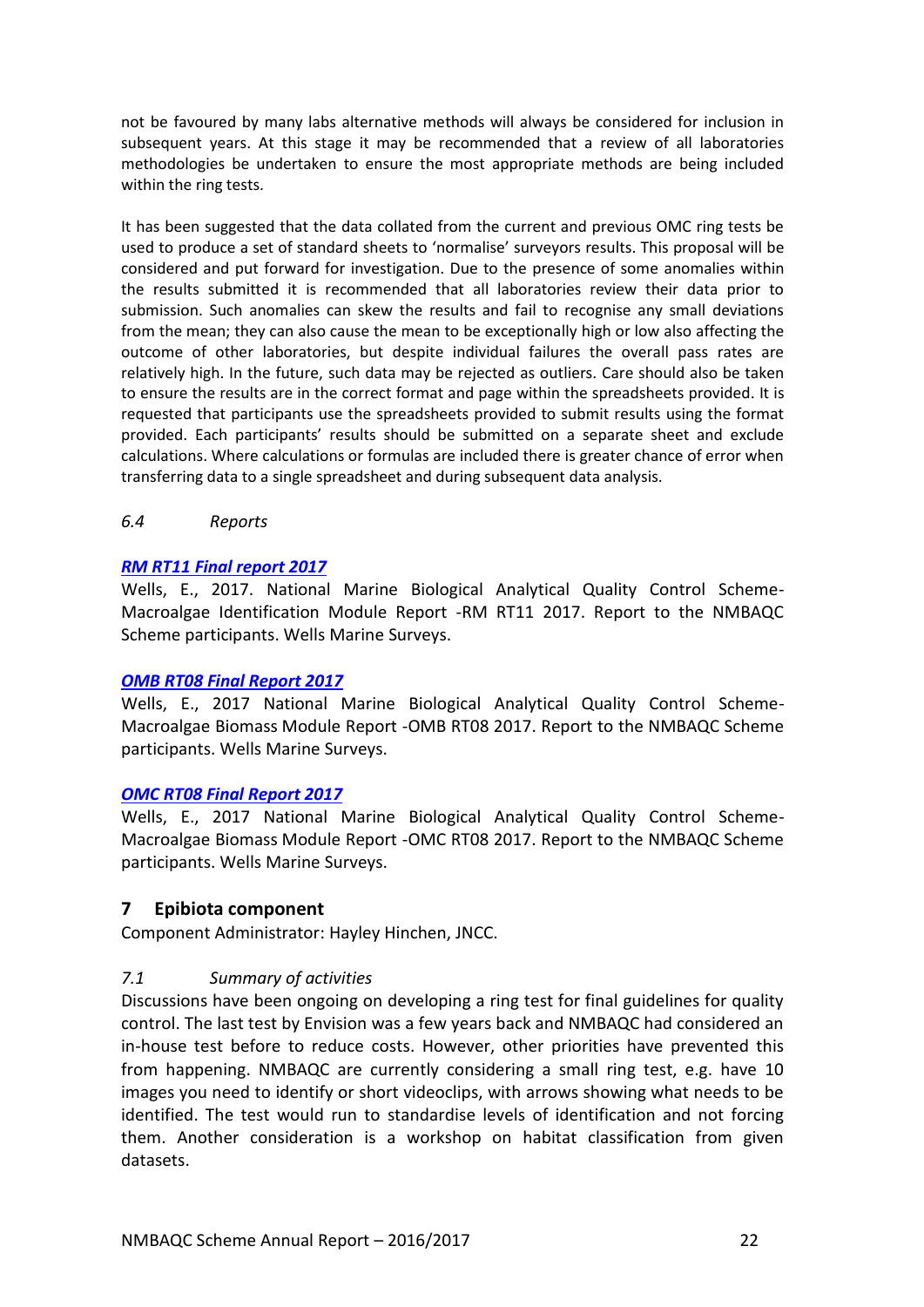not be favoured by many labs alternative methods will always be considered for inclusion in subsequent years. At this stage it may be recommended that a review of all laboratories methodologies be undertaken to ensure the most appropriate methods are being included within the ring tests.

It has been suggested that the data collated from the current and previous OMC ring tests be used to produce a set of standard sheets to 'normalise' surveyors results. This proposal will be considered and put forward for investigation. Due to the presence of some anomalies within the results submitted it is recommended that all laboratories review their data prior to submission. Such anomalies can skew the results and fail to recognise any small deviations from the mean; they can also cause the mean to be exceptionally high or low also affecting the outcome of other laboratories, but despite individual failures the overall pass rates are relatively high. In the future, such data may be rejected as outliers. Care should also be taken to ensure the results are in the correct format and page within the spreadsheets provided. It is requested that participants use the spreadsheets provided to submit results using the format provided. Each participants' results should be submitted on a separate sheet and exclude calculations. Where calculations or formulas are included there is greater chance of error when transferring data to a single spreadsheet and during subsequent data analysis.

### *6.4 Reports*

***RM RT11 Final report 2017***
Wells, E., 2017. National Marine Biological Analytical Quality Control Scheme-Macroalgae Identification Module Report -RM RT11 2017. Report to the NMBAQC Scheme participants. Wells Marine Surveys.

***OMB RT08 Final Report 2017***
Wells, E., 2017 National Marine Biological Analytical Quality Control Scheme-Macroalgae Biomass Module Report -OMB RT08 2017. Report to the NMBAQC Scheme participants. Wells Marine Surveys.

***OMC RT08 Final Report 2017***
Wells, E., 2017 National Marine Biological Analytical Quality Control Scheme-Macroalgae Biomass Module Report -OMC RT08 2017. Report to the NMBAQC Scheme participants. Wells Marine Surveys.

## 7 Epibiota component

Component Administrator: Hayley Hinchen, JNCC.

### *7.1 Summary of activities*

Discussions have been ongoing on developing a ring test for final guidelines for quality control. The last test by Envision was a few years back and NMBAQC had considered an in-house test before to reduce costs. However, other priorities have prevented this from happening. NMBAQC are currently considering a small ring test, e.g. have 10 images you need to identify or short videoclips, with arrows showing what needs to be identified. The test would run to standardise levels of identification and not forcing them. Another consideration is a workshop on habitat classification from given datasets.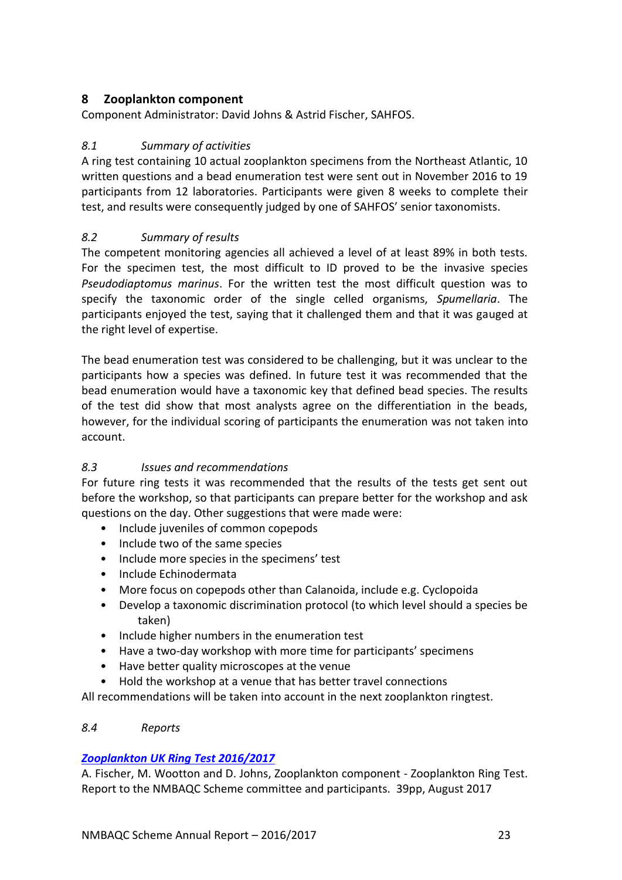## 8 Zooplankton component

Component Administrator: David Johns & Astrid Fischer, SAHFOS.

### *8.1 Summary of activities*

A ring test containing 10 actual zooplankton specimens from the Northeast Atlantic, 10 written questions and a bead enumeration test were sent out in November 2016 to 19 participants from 12 laboratories. Participants were given 8 weeks to complete their test, and results were consequently judged by one of SAHFOS' senior taxonomists.

### *8.2 Summary of results*

The competent monitoring agencies all achieved a level of at least 89% in both tests. For the specimen test, the most difficult to ID proved to be the invasive species *Pseudodiaptomus marinus*. For the written test the most difficult question was to specify the taxonomic order of the single celled organisms, *Spumellaria*. The participants enjoyed the test, saying that it challenged them and that it was gauged at the right level of expertise.

The bead enumeration test was considered to be challenging, but it was unclear to the participants how a species was defined. In future test it was recommended that the bead enumeration would have a taxonomic key that defined bead species. The results of the test did show that most analysts agree on the differentiation in the beads, however, for the individual scoring of participants the enumeration was not taken into account.

### *8.3 Issues and recommendations*

For future ring tests it was recommended that the results of the tests get sent out before the workshop, so that participants can prepare better for the workshop and ask questions on the day. Other suggestions that were made were:

- Include juveniles of common copepods
- Include two of the same species
- Include more species in the specimens' test
- Include Echinodermata
- More focus on copepods other than Calanoida, include e.g. Cyclopoida
- Develop a taxonomic discrimination protocol (to which level should a species be taken)
- Include higher numbers in the enumeration test
- Have a two-day workshop with more time for participants' specimens
- Have better quality microscopes at the venue
- Hold the workshop at a venue that has better travel connections

All recommendations will be taken into account in the next zooplankton ringtest.

### *8.4 Reports*

***Zooplankton UK Ring Test 2016/2017***

A. Fischer, M. Wootton and D. Johns, Zooplankton component - Zooplankton Ring Test. Report to the NMBAQC Scheme committee and participants. 39pp, August 2017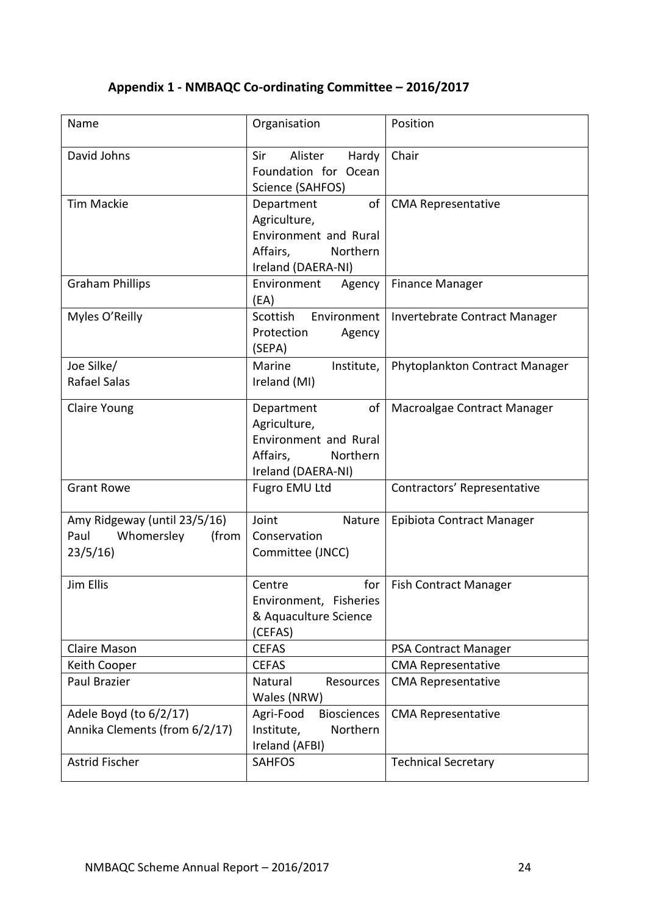# Appendix 1 - NMBAQC Co-ordinating Committee – 2016/2017

| Name | Organisation | Position |
|---|---|---|
| David Johns | Sir Alister Hardy Foundation for Ocean Science (SAHFOS) | Chair |
| Tim Mackie | Department of Agriculture, Environment and Rural Affairs, Northern Ireland (DAERA-NI) | CMA Representative |
| Graham Phillips | Environment Agency (EA) | Finance Manager |
| Myles O'Reilly | Scottish Environment Protection Agency (SEPA) | Invertebrate Contract Manager |
| Joe Silke/ Rafael Salas | Marine Institute, Ireland (MI) | Phytoplankton Contract Manager |
| Claire Young | Department of Agriculture, Environment and Rural Affairs, Northern Ireland (DAERA-NI) | Macroalgae Contract Manager |
| Grant Rowe | Fugro EMU Ltd | Contractors' Representative |
| Amy Ridgeway (until 23/5/16) Paul Whomersley (from 23/5/16) | Joint Nature Conservation Committee (JNCC) | Epibiota Contract Manager |
| Jim Ellis | Centre for Environment, Fisheries & Aquaculture Science (CEFAS) | Fish Contract Manager |
| Claire Mason | CEFAS | PSA Contract Manager |
| Keith Cooper | CEFAS | CMA Representative |
| Paul Brazier | Natural Resources Wales (NRW) | CMA Representative |
| Adele Boyd (to 6/2/17) Annika Clements (from 6/2/17) | Agri-Food Biosciences Institute, Northern Ireland (AFBI) | CMA Representative |
| Astrid Fischer | SAHFOS | Technical Secretary |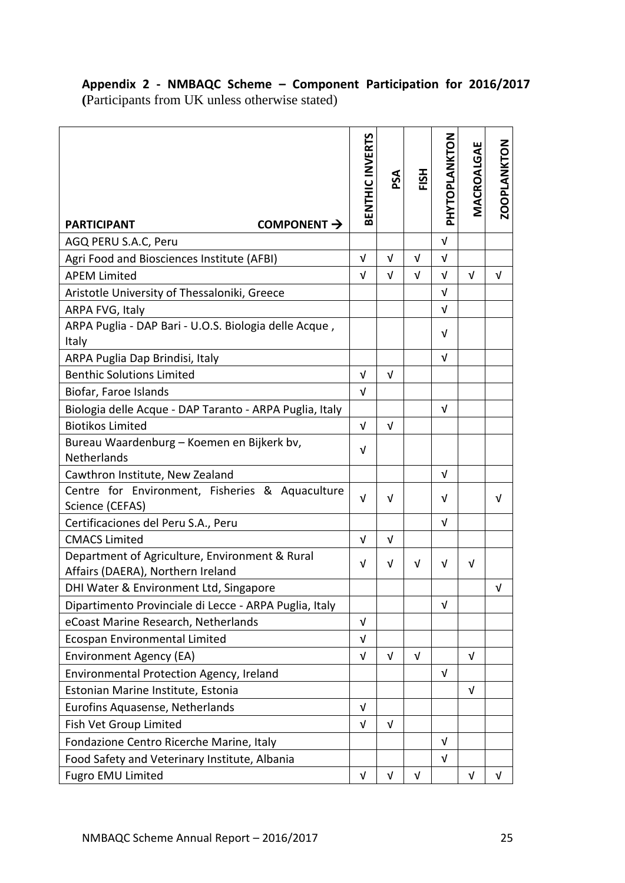**Appendix 2 - NMBAQC Scheme – Component Participation for 2016/2017**
(Participants from UK unless otherwise stated)

| PARTICIPANT COMPONENT → | BENTHIC INVERTS | PSA | FISH | PHYTOPLANKTON | MACROALGAE | ZOOPLANKTON |
|---|---|---|---|---|---|---|
| AGQ PERU S.A.C, Peru | | | | √ | | |
| Agri Food and Biosciences Institute (AFBI) | √ | √ | √ | √ | | |
| APEM Limited | √ | √ | √ | √ | √ | √ |
| Aristotle University of Thessaloniki, Greece | | | | √ | | |
| ARPA FVG, Italy | | | | √ | | |
| ARPA Puglia - DAP Bari - U.O.S. Biologia delle Acque , Italy | | | | √ | | |
| ARPA Puglia Dap Brindisi, Italy | | | | √ | | |
| Benthic Solutions Limited | √ | √ | | | | |
| Biofar, Faroe Islands | √ | | | | | |
| Biologia delle Acque - DAP Taranto - ARPA Puglia, Italy | | | | √ | | |
| Biotikos Limited | √ | √ | | | | |
| Bureau Waardenburg – Koemen en Bijkerk bv, Netherlands | √ | | | | | |
| Cawthron Institute, New Zealand | | | | √ | | |
| Centre for Environment, Fisheries & Aquaculture Science (CEFAS) | √ | √ | | √ | | √ |
| Certificaciones del Peru S.A., Peru | | | | √ | | |
| CMACS Limited | √ | √ | | | | |
| Department of Agriculture, Environment & Rural Affairs (DAERA), Northern Ireland | √ | √ | √ | √ | √ | |
| DHI Water & Environment Ltd, Singapore | | | | | | √ |
| Dipartimento Provinciale di Lecce - ARPA Puglia, Italy | | | | √ | | |
| eCoast Marine Research, Netherlands | √ | | | | | |
| Ecospan Environmental Limited | √ | | | | | |
| Environment Agency (EA) | √ | √ | √ | | √ | |
| Environmental Protection Agency, Ireland | | | | √ | | |
| Estonian Marine Institute, Estonia | | | | | √ | |
| Eurofins Aquasense, Netherlands | √ | | | | | |
| Fish Vet Group Limited | √ | √ | | | | |
| Fondazione Centro Ricerche Marine, Italy | | | | √ | | |
| Food Safety and Veterinary Institute, Albania | | | | √ | | |
| Fugro EMU Limited | √ | √ | √ | | √ | √ |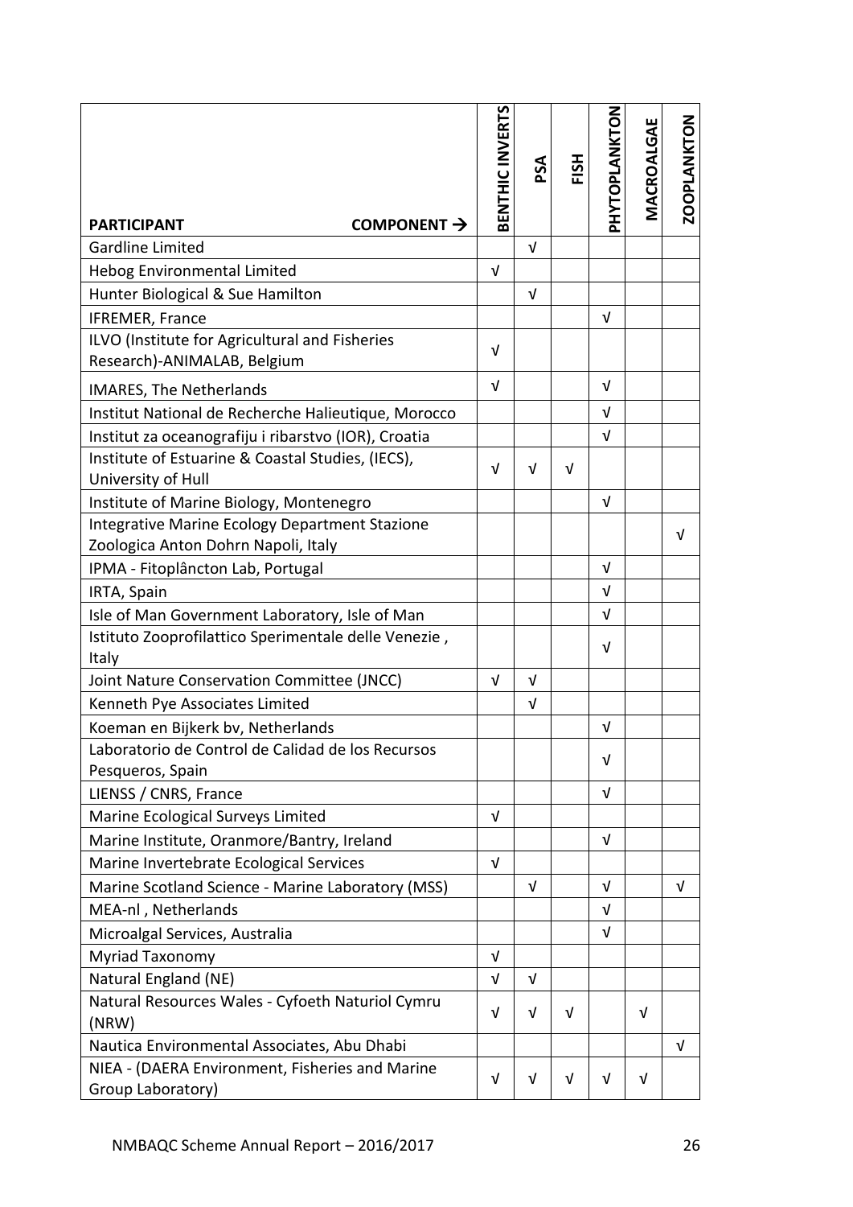| PARTICIPANT COMPONENT → | BENTHIC INVERTS | PSA | FISH | PHYTOPLANKTON | MACROALGAE | ZOOPLANKTON |
|---|---|---|---|---|---|---|
| Gardline Limited | | √ | | | | |
| Hebog Environmental Limited | √ | | | | | |
| Hunter Biological & Sue Hamilton | | √ | | | | |
| IFREMER, France | | | | √ | | |
| ILVO (Institute for Agricultural and Fisheries Research)-ANIMALAB, Belgium | √ | | | | | |
| IMARES, The Netherlands | √ | | | √ | | |
| Institut National de Recherche Halieutique, Morocco | | | | √ | | |
| Institut za oceanografiju i ribarstvo (IOR), Croatia | | | | √ | | |
| Institute of Estuarine & Coastal Studies, (IECS), University of Hull | √ | √ | √ | | | |
| Institute of Marine Biology, Montenegro | | | | √ | | |
| Integrative Marine Ecology Department Stazione Zoologica Anton Dohrn Napoli, Italy | | | | | | √ |
| IPMA - Fitoplâncton Lab, Portugal | | | | √ | | |
| IRTA, Spain | | | | √ | | |
| Isle of Man Government Laboratory, Isle of Man | | | | √ | | |
| Istituto Zooprofilattico Sperimentale delle Venezie , Italy | | | | √ | | |
| Joint Nature Conservation Committee (JNCC) | √ | √ | | | | |
| Kenneth Pye Associates Limited | | √ | | | | |
| Koeman en Bijkerk bv, Netherlands | | | | √ | | |
| Laboratorio de Control de Calidad de los Recursos Pesqueros, Spain | | | | √ | | |
| LIENSS / CNRS, France | | | | √ | | |
| Marine Ecological Surveys Limited | √ | | | | | |
| Marine Institute, Oranmore/Bantry, Ireland | | | | √ | | |
| Marine Invertebrate Ecological Services | √ | | | | | |
| Marine Scotland Science - Marine Laboratory (MSS) | | √ | | √ | | √ |
| MEA-nl , Netherlands | | | | √ | | |
| Microalgal Services, Australia | | | | √ | | |
| Myriad Taxonomy | √ | | | | | |
| Natural England (NE) | √ | √ | | | | |
| Natural Resources Wales - Cyfoeth Naturiol Cymru (NRW) | √ | √ | √ | | √ | |
| Nautica Environmental Associates, Abu Dhabi | | | | | | √ |
| NIEA - (DAERA Environment, Fisheries and Marine Group Laboratory) | √ | √ | √ | √ | √ | |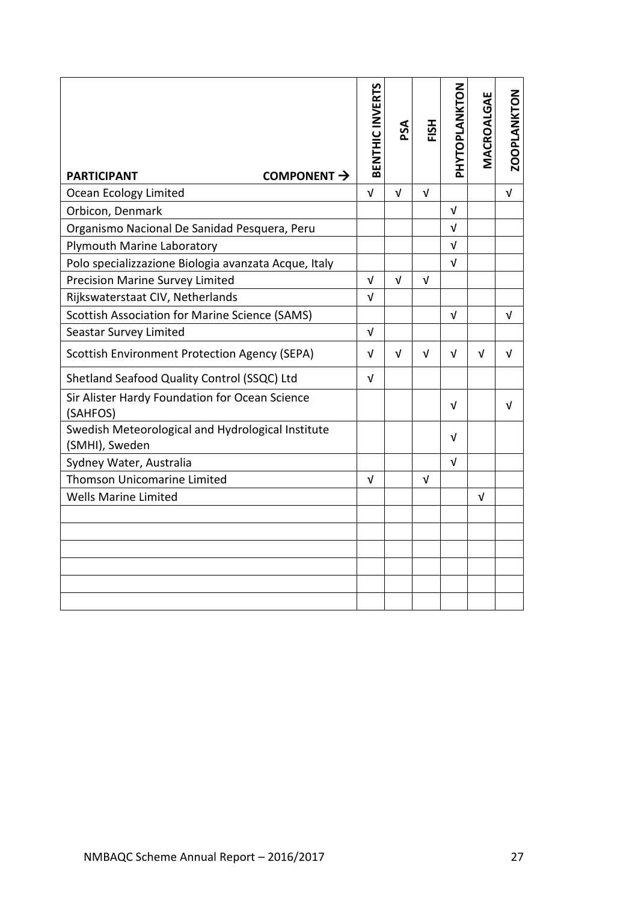| PARTICIPANT COMPONENT → | BENTHIC INVERTS | PSA | FISH | PHYTOPLANKTON | MACROALGAE | ZOOPLANKTON |
|---|---|---|---|---|---|---|
| Ocean Ecology Limited | √ | √ | √ | | | √ |
| Orbicon, Denmark | | | | √ | | |
| Organismo Nacional De Sanidad Pesquera, Peru | | | | √ | | |
| Plymouth Marine Laboratory | | | | √ | | |
| Polo specializzazione Biologia avanzata Acque, Italy | | | | √ | | |
| Precision Marine Survey Limited | √ | √ | √ | | | |
| Rijkswaterstaat CIV, Netherlands | √ | | | | | |
| Scottish Association for Marine Science (SAMS) | | | | √ | | √ |
| Seastar Survey Limited | √ | | | | | |
| Scottish Environment Protection Agency (SEPA) | √ | √ | √ | √ | √ | √ |
| Shetland Seafood Quality Control (SSQC) Ltd | √ | | | | | |
| Sir Alister Hardy Foundation for Ocean Science (SAHFOS) | | | | √ | | √ |
| Swedish Meteorological and Hydrological Institute (SMHI), Sweden | | | | √ | | |
| Sydney Water, Australia | | | | √ | | |
| Thomson Unicomarine Limited | √ | | √ | | | |
| Wells Marine Limited | | | | | √ | |
| | | | | | | |
| | | | | | | |
| | | | | | | |
| | | | | | | |
| | | | | | | |
| | | | | | | |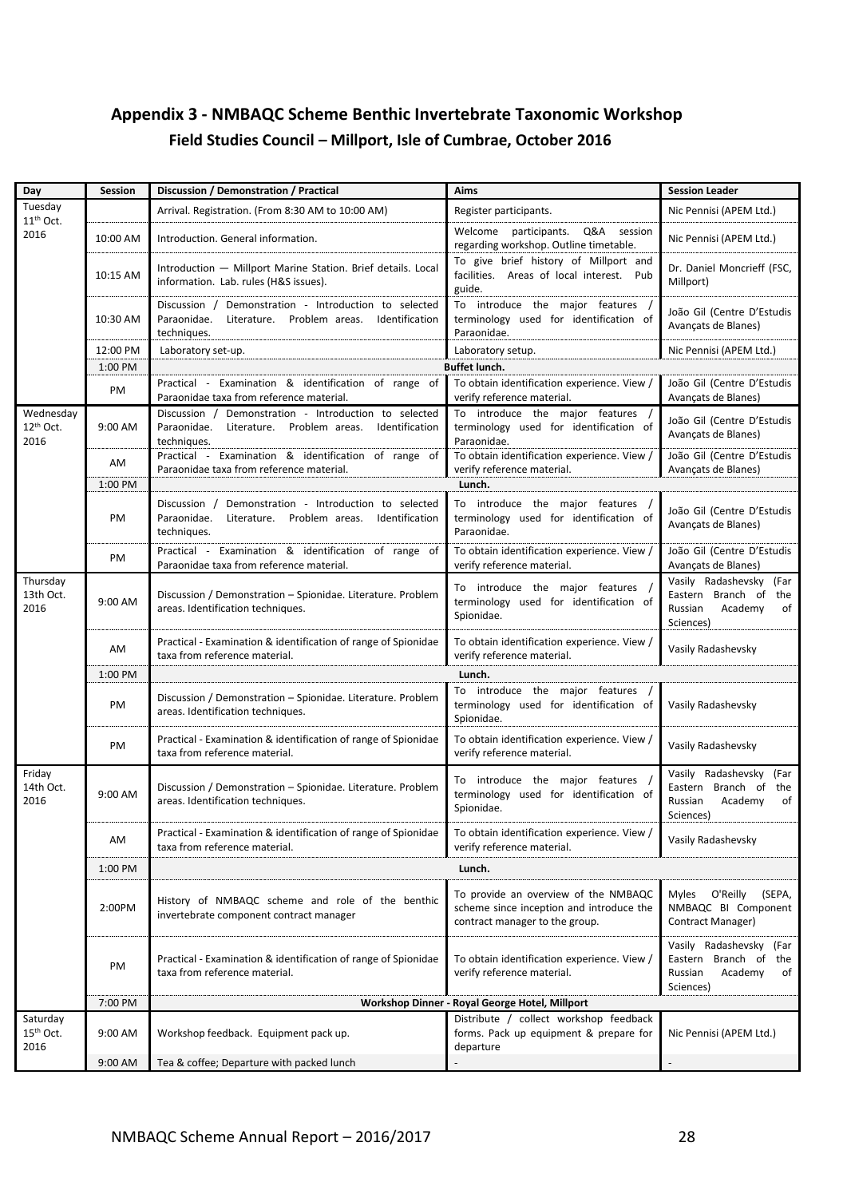## Appendix 3 - NMBAQC Scheme Benthic Invertebrate Taxonomic Workshop

### Field Studies Council – Millport, Isle of Cumbrae, October 2016

| Day | Session | Discussion / Demonstration / Practical | Aims | Session Leader |
|---|---|---|---|---|
| Tuesday 11th Oct. 2016 | | Arrival. Registration. (From 8:30 AM to 10:00 AM) | Register participants. | Nic Pennisi (APEM Ltd.) |
| | 10:00 AM | Introduction. General information. | Welcome participants. Q&A session regarding workshop. Outline timetable. | Nic Pennisi (APEM Ltd.) |
| | 10:15 AM | Introduction — Millport Marine Station. Brief details. Local information. Lab. rules (H&S issues). | To give brief history of Millport and facilities. Areas of local interest. Pub guide. | Dr. Daniel Moncrieff (FSC, Millport) |
| | 10:30 AM | Discussion / Demonstration - Introduction to selected Paraonidae. Literature. Problem areas. Identification techniques. | To introduce the major features / terminology used for identification of Paraonidae. | João Gil (Centre D'Estudis Avançats de Blanes) |
| | 12:00 PM | Laboratory set-up. | Laboratory setup. | Nic Pennisi (APEM Ltd.) |
| | 1:00 PM | Buffet lunch. | | |
| | PM | Practical - Examination & identification of range of Paraonidae taxa from reference material. | To obtain identification experience. View / verify reference material. | João Gil (Centre D'Estudis Avançats de Blanes) |
| Wednesday 12th Oct. 2016 | 9:00 AM | Discussion / Demonstration - Introduction to selected Paraonidae. Literature. Problem areas. Identification techniques. | To introduce the major features / terminology used for identification of Paraonidae. | João Gil (Centre D'Estudis Avançats de Blanes) |
| | AM | Practical - Examination & identification of range of Paraonidae taxa from reference material. | To obtain identification experience. View / verify reference material. | João Gil (Centre D'Estudis Avançats de Blanes) |
| | 1:00 PM | Lunch. | | |
| | PM | Discussion / Demonstration - Introduction to selected Paraonidae. Literature. Problem areas. Identification techniques. | To introduce the major features / terminology used for identification of Paraonidae. | João Gil (Centre D'Estudis Avançats de Blanes) |
| | PM | Practical - Examination & identification of range of Paraonidae taxa from reference material. | To obtain identification experience. View / verify reference material. | João Gil (Centre D'Estudis Avançats de Blanes) |
| Thursday 13th Oct. 2016 | 9:00 AM | Discussion / Demonstration – Spionidae. Literature. Problem areas. Identification techniques. | To introduce the major features / terminology used for identification of Spionidae. | Vasily Radashevsky (Far Eastern Branch of the Russian Academy of Sciences) |
| | AM | Practical - Examination & identification of range of Spionidae taxa from reference material. | To obtain identification experience. View / verify reference material. | Vasily Radashevsky |
| | 1:00 PM | Lunch. | | |
| | PM | Discussion / Demonstration – Spionidae. Literature. Problem areas. Identification techniques. | To introduce the major features / terminology used for identification of Spionidae. | Vasily Radashevsky |
| | PM | Practical - Examination & identification of range of Spionidae taxa from reference material. | To obtain identification experience. View / verify reference material. | Vasily Radashevsky |
| Friday 14th Oct. 2016 | 9:00 AM | Discussion / Demonstration – Spionidae. Literature. Problem areas. Identification techniques. | To introduce the major features / terminology used for identification of Spionidae. | Vasily Radashevsky (Far Eastern Branch of the Russian Academy of Sciences) |
| | AM | Practical - Examination & identification of range of Spionidae taxa from reference material. | To obtain identification experience. View / verify reference material. | Vasily Radashevsky |
| | 1:00 PM | Lunch. | | |
| | 2:00PM | History of NMBAQC scheme and role of the benthic invertebrate component contract manager | To provide an overview of the NMBAQC scheme since inception and introduce the contract manager to the group. | Myles O'Reilly (SEPA, NMBAQC BI Component Contract Manager) |
| | PM | Practical - Examination & identification of range of Spionidae taxa from reference material. | To obtain identification experience. View / verify reference material. | Vasily Radashevsky (Far Eastern Branch of the Russian Academy of Sciences) |
| | 7:00 PM | Workshop Dinner - Royal George Hotel, Millport | | |
| Saturday 15th Oct. 2016 | 9:00 AM | Workshop feedback. Equipment pack up. | Distribute / collect workshop feedback forms. Pack up equipment & prepare for departure | Nic Pennisi (APEM Ltd.) |
| | 9:00 AM | Tea & coffee; Departure with packed lunch | - | - |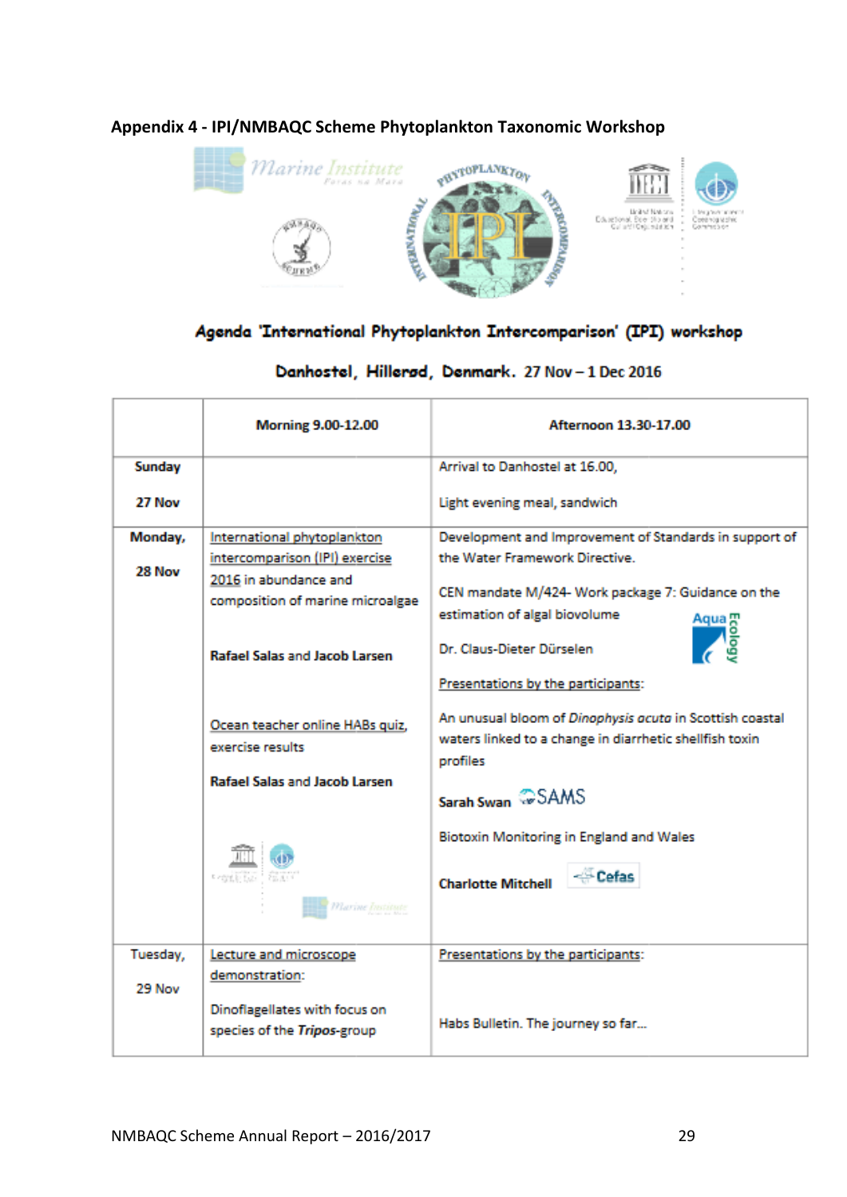## Appendix 4 - IPI/NMBAQC Scheme Phytoplankton Taxonomic Workshop

**Agenda 'International Phytoplankton Intercomparison' (IPI) workshop**

**Danhostel, Hillerød, Denmark.** 27 Nov – 1 Dec 2016

| | Morning 9.00-12.00 | Afternoon 13.30-17.00 |
|---|---|---|
| **Sunday** **27 Nov** | | Arrival to Danhostel at 16.00, Light evening meal, sandwich |
| **Monday,** **28 Nov** | International phytoplankton intercomparison (IPI) exercise 2016 in abundance and composition of marine microalgae **Rafael Salas and Jacob Larsen** Ocean teacher online HABs quiz, exercise results **Rafael Salas and Jacob Larsen** | Development and Improvement of Standards in support of the Water Framework Directive. CEN mandate M/424- Work package 7: Guidance on the estimation of algal biovolume Dr. Claus-Dieter Dürselen Presentations by the participants: An unusual bloom of *Dinophysis acuta* in Scottish coastal waters linked to a change in diarrhetic shellfish toxin profiles **Sarah Swan** SAMS Biotoxin Monitoring in England and Wales **Charlotte Mitchell** Cefas |
| Tuesday, 29 Nov | Lecture and microscope demonstration: Dinoflagellates with focus on species of the *Tripos*-group | Presentations by the participants: Habs Bulletin. The journey so far... |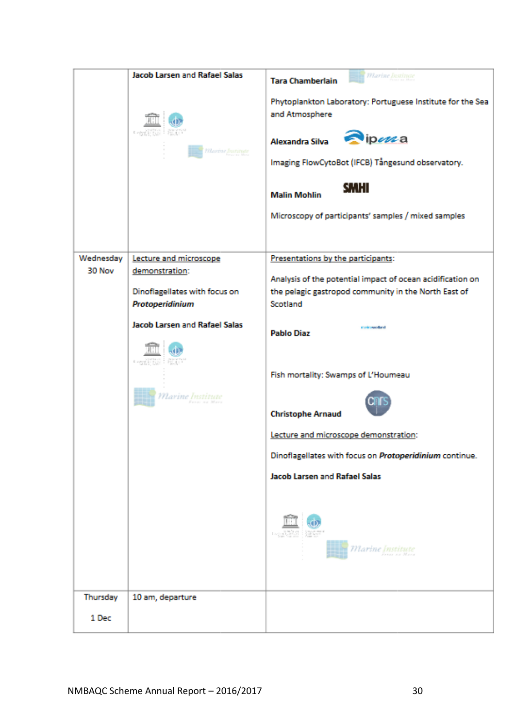| | | |
|---|---|---|
| | **Jacob Larsen** and **Rafael Salas** | **Tara Chamberlain**<br><br>Phytoplankton Laboratory: Portuguese Institute for the Sea and Atmosphere<br><br>**Alexandra Silva**<br><br>Imaging FlowCytoBot (IFCB) Tångesund observatory.<br><br>**Malin Mohlin**<br><br>Microscopy of participants' samples / mixed samples |
| Wednesday 30 Nov | Lecture and microscope demonstration:<br><br>Dinoflagellates with focus on ***Protoperidinium***<br><br>**Jacob Larsen** and **Rafael Salas** | Presentations by the participants:<br><br>Analysis of the potential impact of ocean acidification on the pelagic gastropod community in the North East of Scotland<br><br>**Pablo Diaz**<br><br>Fish mortality: Swamps of L'Houmeau<br><br>**Christophe Arnaud**<br><br>Lecture and microscope demonstration:<br><br>Dinoflagellates with focus on ***Protoperidinium*** continue.<br><br>**Jacob Larsen** and **Rafael Salas** |
| Thursday<br><br>1 Dec | 10 am, departure | |